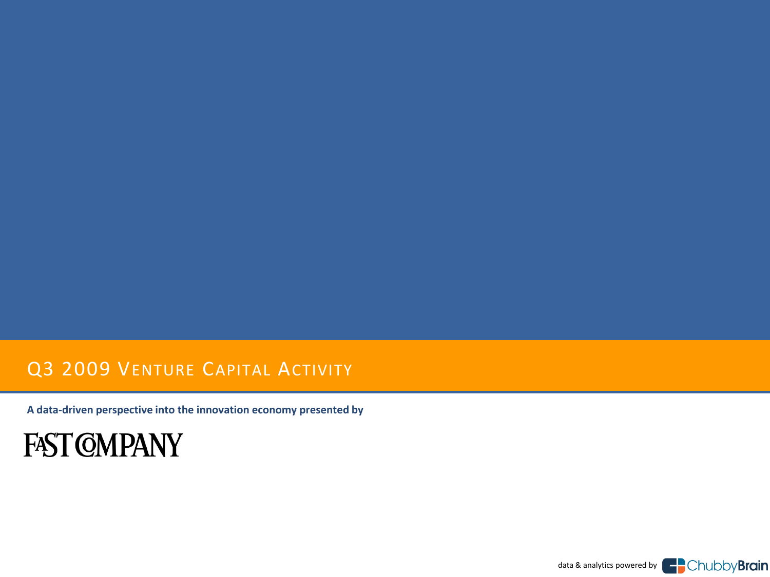# Q3 2009 Venture Capital Activity

**A data-driven perspective into the innovation economy presented by**

FAST COMPANY

data & analytics powered by ChubbyBrain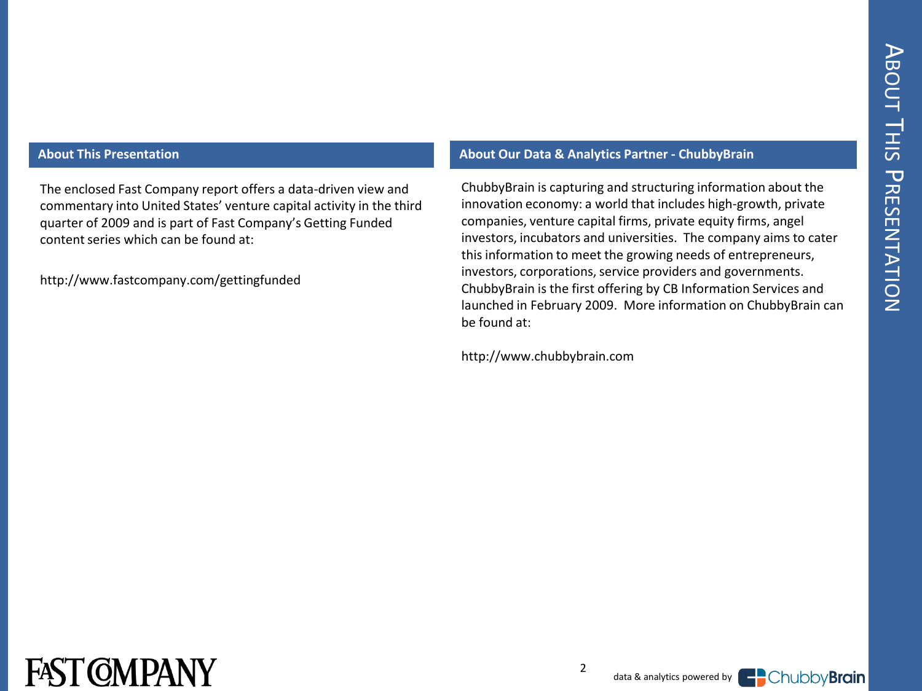## About This Presentation

The enclosed Fast Company report offers a data-driven view and commentary into United States' venture capital activity in the third quarter of 2009 and is part of Fast Company's Getting Funded content series which can be found at:

http://www.fastcompany.com/gettingfunded

## About Our Data & Analytics Partner - ChubbyBrain

ChubbyBrain is capturing and structuring information about the innovation economy: a world that includes high-growth, private companies, venture capital firms, private equity firms, angel investors, incubators and universities. The company aims to cater this information to meet the growing needs of entrepreneurs, investors, corporations, service providers and governments. ChubbyBrain is the first offering by CB Information Services and launched in February 2009. More information on ChubbyBrain can be found at:

http://www.chubbybrain.com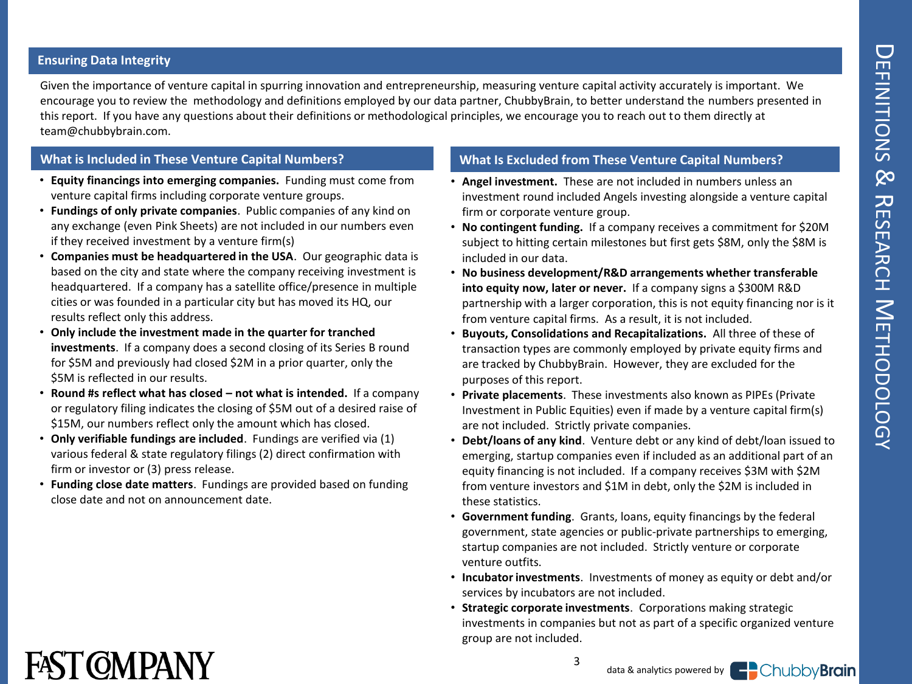# Definitions & Research Methodology

## Ensuring Data Integrity

Given the importance of venture capital in spurring innovation and entrepreneurship, measuring venture capital activity accurately is important. We encourage you to review the methodology and definitions employed by our data partner, ChubbyBrain, to better understand the numbers presented in this report. If you have any questions about their definitions or methodological principles, we encourage you to reach out to them directly at team@chubbybrain.com.

## What is Included in These Venture Capital Numbers?

- **Equity financings into emerging companies.** Funding must come from venture capital firms including corporate venture groups.
- **Fundings of only private companies**. Public companies of any kind on any exchange (even Pink Sheets) are not included in our numbers even if they received investment by a venture firm(s)
- **Companies must be headquartered in the USA**. Our geographic data is based on the city and state where the company receiving investment is headquartered. If a company has a satellite office/presence in multiple cities or was founded in a particular city but has moved its HQ, our results reflect only this address.
- **Only include the investment made in the quarter for tranched investments**. If a company does a second closing of its Series B round for $5M and previously had closed $2M in a prior quarter, only the $5M is reflected in our results.
- **Round #s reflect what has closed – not what is intended.** If a company or regulatory filing indicates the closing of $5M out of a desired raise of $15M, our numbers reflect only the amount which has closed.
- **Only verifiable fundings are included**. Fundings are verified via (1) various federal & state regulatory filings (2) direct confirmation with firm or investor or (3) press release.
- **Funding close date matters**. Fundings are provided based on funding close date and not on announcement date.

## What Is Excluded from These Venture Capital Numbers?

- **Angel investment.** These are not included in numbers unless an investment round included Angels investing alongside a venture capital firm or corporate venture group.
- **No contingent funding.** If a company receives a commitment for $20M subject to hitting certain milestones but first gets $8M, only the $8M is included in our data.
- **No business development/R&D arrangements whether transferable into equity now, later or never.** If a company signs a $300M R&D partnership with a larger corporation, this is not equity financing nor is it from venture capital firms. As a result, it is not included.
- **Buyouts, Consolidations and Recapitalizations.** All three of these of transaction types are commonly employed by private equity firms and are tracked by ChubbyBrain. However, they are excluded for the purposes of this report.
- **Private placements**. These investments also known as PIPEs (Private Investment in Public Equities) even if made by a venture capital firm(s) are not included. Strictly private companies.
- **Debt/loans of any kind**. Venture debt or any kind of debt/loan issued to emerging, startup companies even if included as an additional part of an equity financing is not included. If a company receives $3M with $2M from venture investors and $1M in debt, only the $2M is included in these statistics.
- **Government funding**. Grants, loans, equity financings by the federal government, state agencies or public-private partnerships to emerging, startup companies are not included. Strictly venture or corporate venture outfits.
- **Incubator investments**. Investments of money as equity or debt and/or services by incubators are not included.
- **Strategic corporate investments**. Corporations making strategic investments in companies but not as part of a specific organized venture group are not included.

data & analytics powered by ChubbyBrain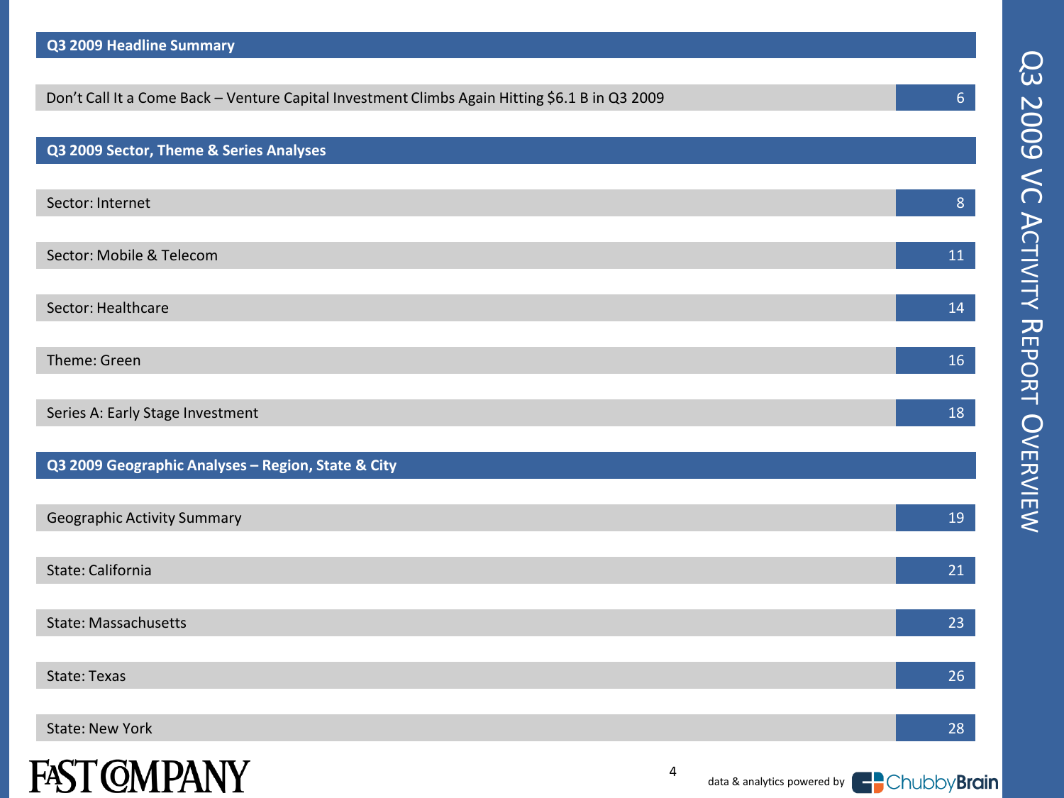## Q3 2009 Headline Summary

| | |
|---|---|
| Don't Call It a Come Back – Venture Capital Investment Climbs Again Hitting $6.1 B in Q3 2009 | 6 |

## Q3 2009 Sector, Theme & Series Analyses

| | |
|---|---|
| Sector: Internet | 8 |
| Sector: Mobile & Telecom | 11 |
| Sector: Healthcare | 14 |
| Theme: Green | 16 |
| Series A: Early Stage Investment | 18 |

## Q3 2009 Geographic Analyses – Region, State & City

| | |
|---|---|
| Geographic Activity Summary | 19 |
| State: California | 21 |
| State: Massachusetts | 23 |
| State: Texas | 26 |
| State: New York | 28 |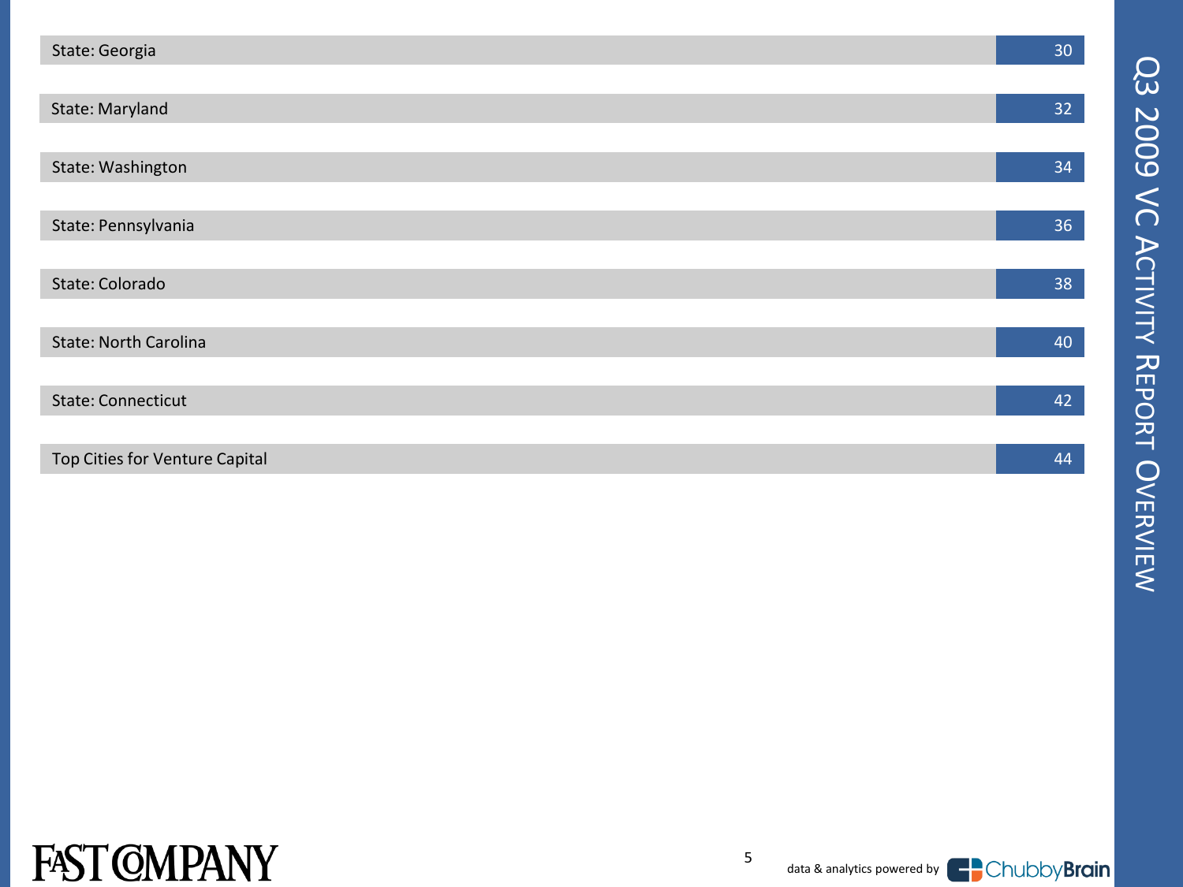| Section | Page |
|---|---|
| State: Georgia | 30 |
| State: Maryland | 32 |
| State: Washington | 34 |
| State: Pennsylvania | 36 |
| State: Colorado | 38 |
| State: North Carolina | 40 |
| State: Connecticut | 42 |
| Top Cities for Venture Capital | 44 |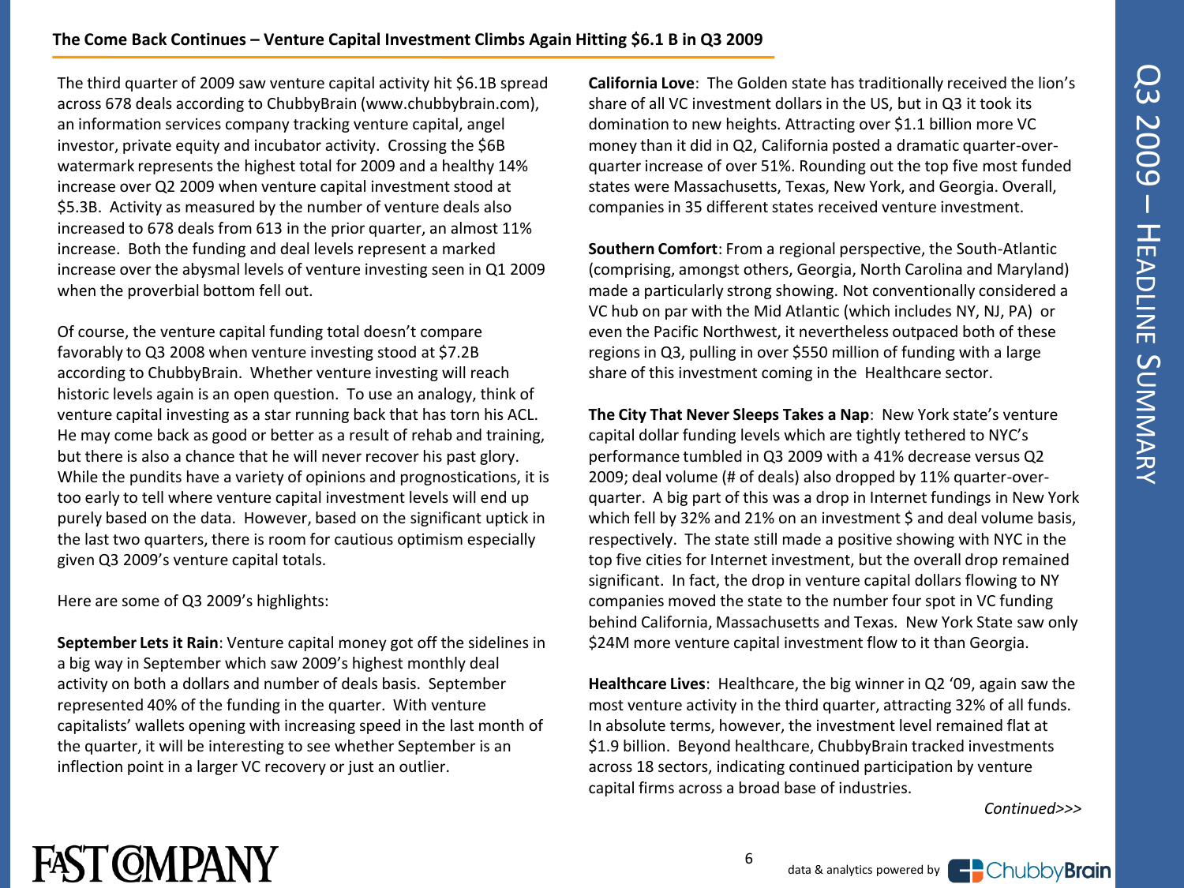## The Come Back Continues – Venture Capital Investment Climbs Again Hitting $6.1 B in Q3 2009

The third quarter of 2009 saw venture capital activity hit $6.1B spread across 678 deals according to ChubbyBrain (www.chubbybrain.com), an information services company tracking venture capital, angel investor, private equity and incubator activity. Crossing the $6B watermark represents the highest total for 2009 and a healthy 14% increase over Q2 2009 when venture capital investment stood at $5.3B. Activity as measured by the number of venture deals also increased to 678 deals from 613 in the prior quarter, an almost 11% increase. Both the funding and deal levels represent a marked increase over the abysmal levels of venture investing seen in Q1 2009 when the proverbial bottom fell out.

Of course, the venture capital funding total doesn't compare favorably to Q3 2008 when venture investing stood at $7.2B according to ChubbyBrain. Whether venture investing will reach historic levels again is an open question. To use an analogy, think of venture capital investing as a star running back that has torn his ACL. He may come back as good or better as a result of rehab and training, but there is also a chance that he will never recover his past glory. While the pundits have a variety of opinions and prognostications, it is too early to tell where venture capital investment levels will end up purely based on the data. However, based on the significant uptick in the last two quarters, there is room for cautious optimism especially given Q3 2009's venture capital totals.

Here are some of Q3 2009's highlights:

**September Lets it Rain**: Venture capital money got off the sidelines in a big way in September which saw 2009's highest monthly deal activity on both a dollars and number of deals basis. September represented 40% of the funding in the quarter. With venture capitalists' wallets opening with increasing speed in the last month of the quarter, it will be interesting to see whether September is an inflection point in a larger VC recovery or just an outlier.

**California Love**: The Golden state has traditionally received the lion's share of all VC investment dollars in the US, but in Q3 it took its domination to new heights. Attracting over $1.1 billion more VC money than it did in Q2, California posted a dramatic quarter-over-quarter increase of over 51%. Rounding out the top five most funded states were Massachusetts, Texas, New York, and Georgia. Overall, companies in 35 different states received venture investment.

**Southern Comfort**: From a regional perspective, the South-Atlantic (comprising, amongst others, Georgia, North Carolina and Maryland) made a particularly strong showing. Not conventionally considered a VC hub on par with the Mid Atlantic (which includes NY, NJ, PA) or even the Pacific Northwest, it nevertheless outpaced both of these regions in Q3, pulling in over $550 million of funding with a large share of this investment coming in the Healthcare sector.

**The City That Never Sleeps Takes a Nap**: New York state's venture capital dollar funding levels which are tightly tethered to NYC's performance tumbled in Q3 2009 with a 41% decrease versus Q2 2009; deal volume (# of deals) also dropped by 11% quarter-over-quarter. A big part of this was a drop in Internet fundings in New York which fell by 32% and 21% on an investment $ and deal volume basis, respectively. The state still made a positive showing with NYC in the top five cities for Internet investment, but the overall drop remained significant. In fact, the drop in venture capital dollars flowing to NY companies moved the state to the number four spot in VC funding behind California, Massachusetts and Texas. New York State saw only $24M more venture capital investment flow to it than Georgia.

**Healthcare Lives**: Healthcare, the big winner in Q2 '09, again saw the most venture activity in the third quarter, attracting 32% of all funds. In absolute terms, however, the investment level remained flat at $1.9 billion. Beyond healthcare, ChubbyBrain tracked investments across 18 sectors, indicating continued participation by venture capital firms across a broad base of industries.

*Continued>>>*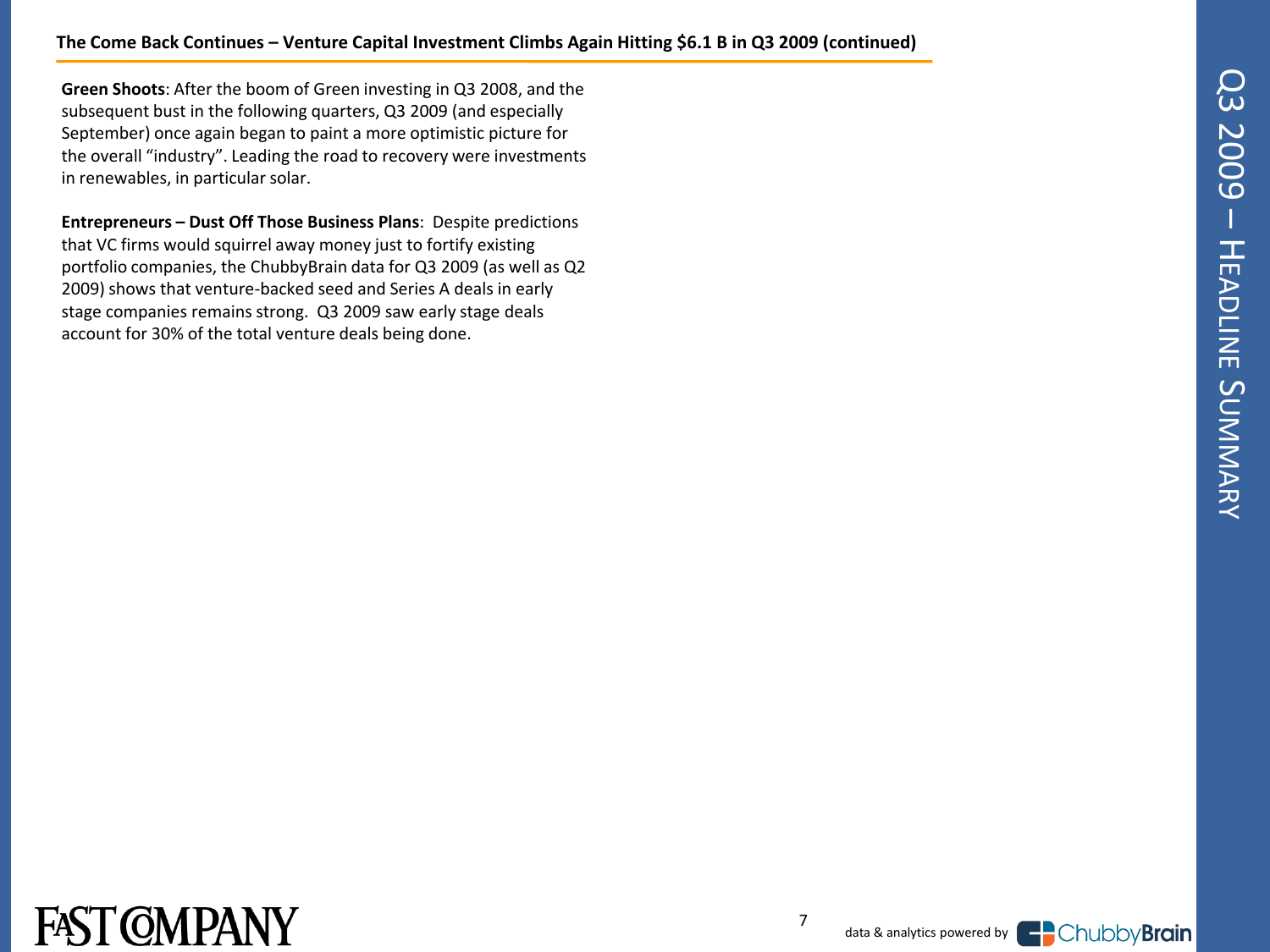## The Come Back Continues – Venture Capital Investment Climbs Again Hitting $6.1 B in Q3 2009 (continued)

**Green Shoots**: After the boom of Green investing in Q3 2008, and the subsequent bust in the following quarters, Q3 2009 (and especially September) once again began to paint a more optimistic picture for the overall "industry". Leading the road to recovery were investments in renewables, in particular solar.

**Entrepreneurs – Dust Off Those Business Plans**: Despite predictions that VC firms would squirrel away money just to fortify existing portfolio companies, the ChubbyBrain data for Q3 2009 (as well as Q2 2009) shows that venture-backed seed and Series A deals in early stage companies remains strong. Q3 2009 saw early stage deals account for 30% of the total venture deals being done.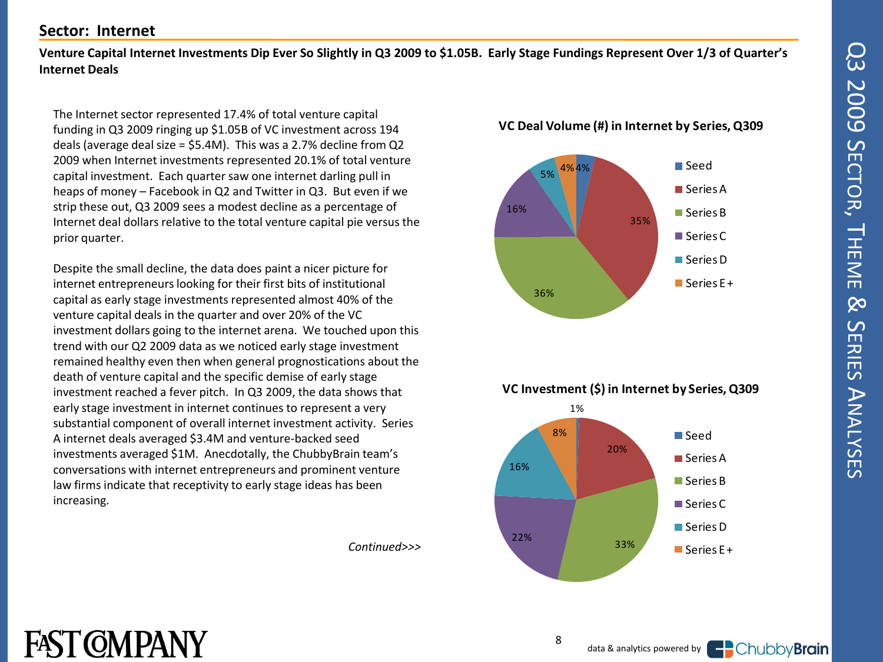## Sector: Internet

**Venture Capital Internet Investments Dip Ever So Slightly in Q3 2009 to $1.05B. Early Stage Fundings Represent Over 1/3 of Quarter's Internet Deals**

The Internet sector represented 17.4% of total venture capital funding in Q3 2009 ringing up $1.05B of VC investment across 194 deals (average deal size = $5.4M). This was a 2.7% decline from Q2 2009 when Internet investments represented 20.1% of total venture capital investment. Each quarter saw one internet darling pull in heaps of money – Facebook in Q2 and Twitter in Q3. But even if we strip these out, Q3 2009 sees a modest decline as a percentage of Internet deal dollars relative to the total venture capital pie versus the prior quarter.

Despite the small decline, the data does paint a nicer picture for internet entrepreneurs looking for their first bits of institutional capital as early stage investments represented almost 40% of the venture capital deals in the quarter and over 20% of the VC investment dollars going to the internet arena. We touched upon this trend with our Q2 2009 data as we noticed early stage investment remained healthy even then when general prognostications about the death of venture capital and the specific demise of early stage investment reached a fever pitch. In Q3 2009, the data shows that early stage investment in internet continues to represent a very substantial component of overall internet investment activity. Series A internet deals averaged $3.4M and venture-backed seed investments averaged $1M. Anecdotally, the ChubbyBrain team's conversations with internet entrepreneurs and prominent venture law firms indicate that receptivity to early stage ideas has been increasing.

*Continued>>>*

**VC Deal Volume (#) in Internet by Series, Q309**

| Series | Share |
|---|---|
| Seed | 4% |
| Series A | 35% |
| Series B | 36% |
| Series C | 16% |
| Series D | 5% |
| Series E + | 4% |

**VC Investment ($) in Internet by Series, Q309**

| Series | Share |
|---|---|
| Seed | 1% |
| Series A | 20% |
| Series B | 33% |
| Series C | 22% |
| Series D | 16% |
| Series E + | 8% |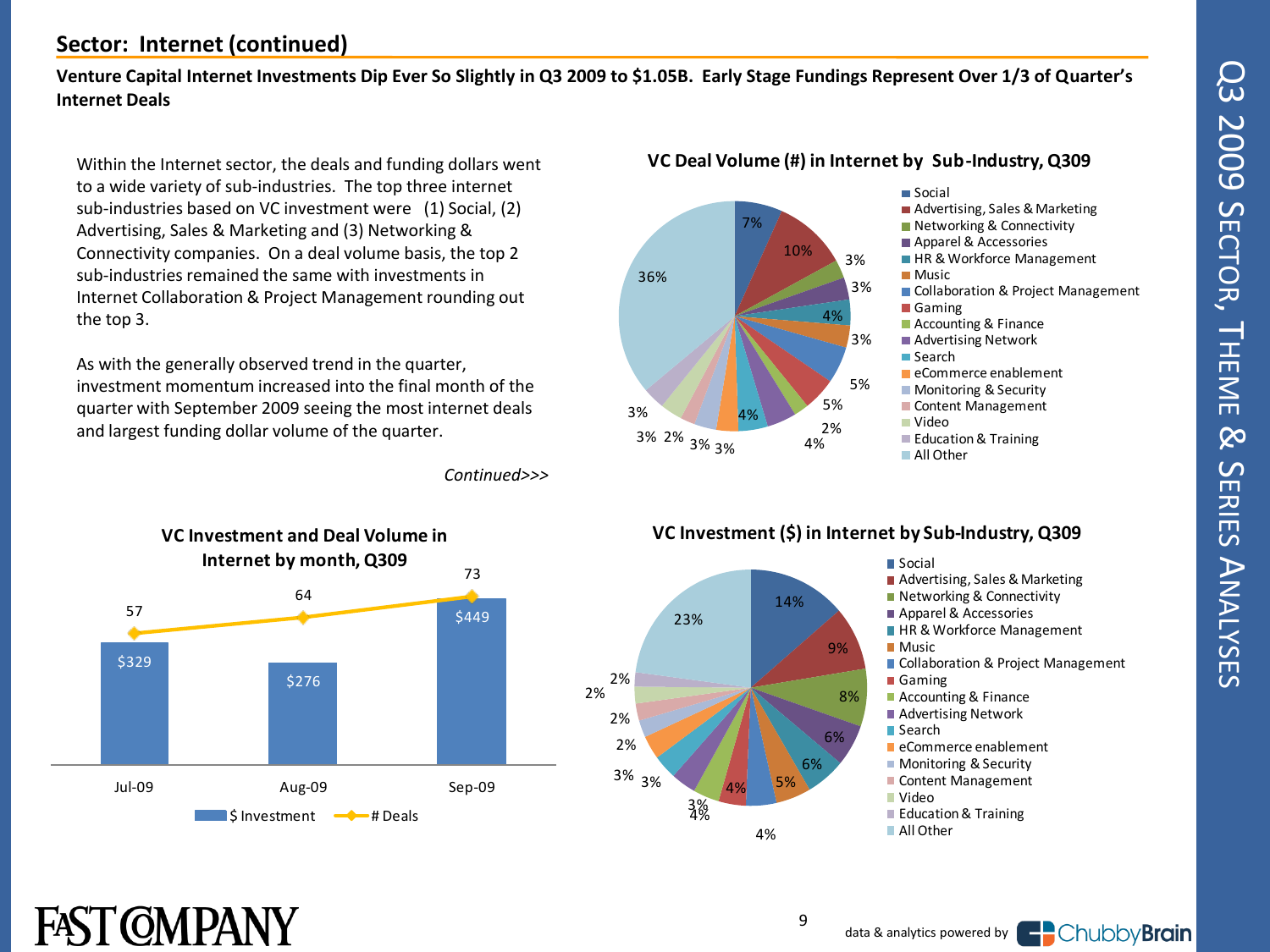## Sector: Internet (continued)

**Venture Capital Internet Investments Dip Ever So Slightly in Q3 2009 to $1.05B. Early Stage Fundings Represent Over 1/3 of Quarter's Internet Deals**

Within the Internet sector, the deals and funding dollars went to a wide variety of sub-industries. The top three internet sub-industries based on VC investment were (1) Social, (2) Advertising, Sales & Marketing and (3) Networking & Connectivity companies. On a deal volume basis, the top 2 sub-industries remained the same with investments in Internet Collaboration & Project Management rounding out the top 3.

As with the generally observed trend in the quarter, investment momentum increased into the final month of the quarter with September 2009 seeing the most internet deals and largest funding dollar volume of the quarter.

*Continued>>>*

### VC Deal Volume (#) in Internet by Sub-Industry, Q309

| Sub-Industry | % |
|---|---|
| Social | 7% |
| Advertising, Sales & Marketing | 10% |
| Networking & Connectivity | 3% |
| Apparel & Accessories | 3% |
| HR & Workforce Management | 4% |
| Music | 3% |
| Collaboration & Project Management | 5% |
| Gaming | 5% |
| Accounting & Finance | 2% |
| Advertising Network | 4% |
| Search | 4% |
| eCommerce enablement | 3% |
| Monitoring & Security | 3% |
| Content Management | 2% |
| Video | 3% |
| Education & Training | 3% |
| All Other | 36% |

### VC Investment and Deal Volume in Internet by month, Q309

| Month | $ Investment | # Deals |
|---|---|---|
| Jul-09 | $329 | 57 |
| Aug-09 | $276 | 64 |
| Sep-09 | $449 | 73 |

### VC Investment ($) in Internet by Sub-Industry, Q309

| Sub-Industry | % |
|---|---|
| Social | 14% |
| Advertising, Sales & Marketing | 9% |
| Networking & Connectivity | 8% |
| Apparel & Accessories | 6% |
| HR & Workforce Management | 6% |
| Music | 5% |
| Collaboration & Project Management | 4% |
| Gaming | 4% |
| Accounting & Finance | 4% |
| Advertising Network | 3% |
| Search | 3% |
| eCommerce enablement | 3% |
| Monitoring & Security | 2% |
| Content Management | 2% |
| Video | 2% |
| Education & Training | 2% |
| All Other | 23% |

data & analytics powered by ChubbyBrain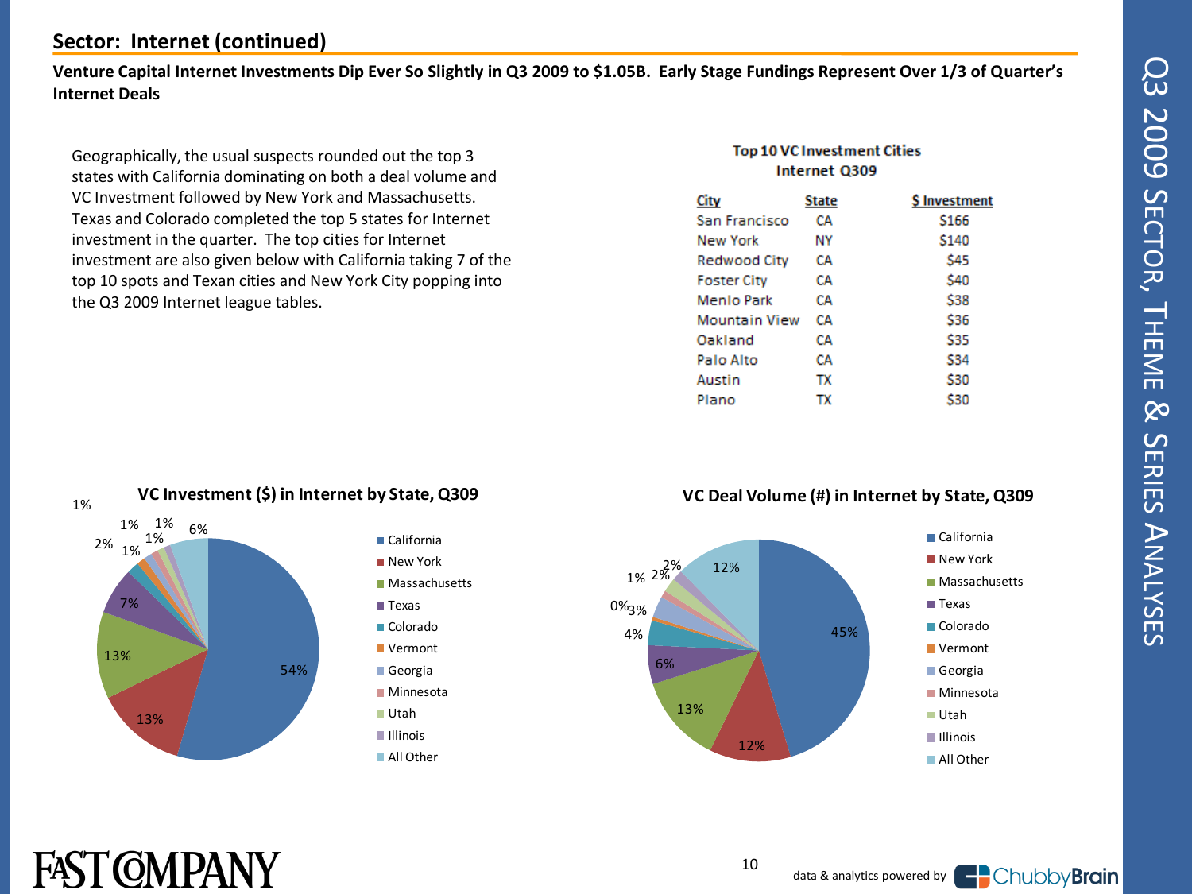## Sector: Internet (continued)

**Venture Capital Internet Investments Dip Ever So Slightly in Q3 2009 to $1.05B. Early Stage Fundings Represent Over 1/3 of Quarter's Internet Deals**

Geographically, the usual suspects rounded out the top 3 states with California dominating on both a deal volume and VC Investment followed by New York and Massachusetts. Texas and Colorado completed the top 5 states for Internet investment in the quarter. The top cities for Internet investment are also given below with California taking 7 of the top 10 spots and Texan cities and New York City popping into the Q3 2009 Internet league tables.

**Top 10 VC Investment Cities Internet Q309**

| City | State | $ Investment |
|---|---|---|
| San Francisco | CA | $166 |
| New York | NY | $140 |
| Redwood City | CA | $45 |
| Foster City | CA | $40 |
| Menlo Park | CA | $38 |
| Mountain View | CA | $36 |
| Oakland | CA | $35 |
| Palo Alto | CA | $34 |
| Austin | TX | $30 |
| Plano | TX | $30 |

**VC Investment ($) in Internet by State, Q309**

| State | Share |
|---|---|
| California | 54% |
| New York | 13% |
| Massachusetts | 13% |
| Texas | 7% |
| Colorado | 1% |
| Vermont | 2% |
| Georgia | 1% |
| Minnesota | 1% |
| Utah | 1% |
| Illinois | 1% |
| All Other | 6% |

**VC Deal Volume (#) in Internet by State, Q309**

| State | Share |
|---|---|
| California | 45% |
| New York | 12% |
| Massachusetts | 13% |
| Texas | 6% |
| Colorado | 4% |
| Vermont | 0% |
| Georgia | 3% |
| Minnesota | 1% |
| Utah | 2% |
| Illinois | 2% |
| All Other | 12% |

data & analytics powered by ChubbyBrain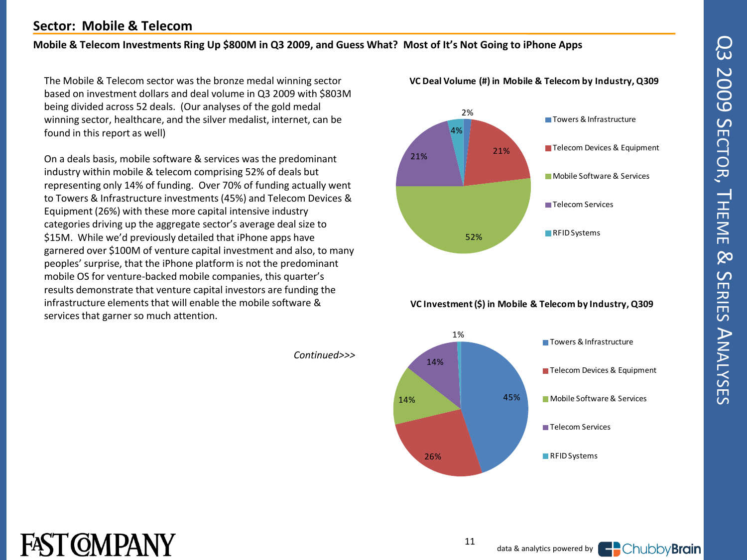## Sector: Mobile & Telecom

**Mobile & Telecom Investments Ring Up $800M in Q3 2009, and Guess What? Most of It's Not Going to iPhone Apps**

The Mobile & Telecom sector was the bronze medal winning sector based on investment dollars and deal volume in Q3 2009 with $803M being divided across 52 deals. (Our analyses of the gold medal winning sector, healthcare, and the silver medalist, internet, can be found in this report as well)

On a deals basis, mobile software & services was the predominant industry within mobile & telecom comprising 52% of deals but representing only 14% of funding. Over 70% of funding actually went to Towers & Infrastructure investments (45%) and Telecom Devices & Equipment (26%) with these more capital intensive industry categories driving up the aggregate sector's average deal size to $15M. While we'd previously detailed that iPhone apps have garnered over $100M of venture capital investment and also, to many peoples' surprise, that the iPhone platform is not the predominant mobile OS for venture-backed mobile companies, this quarter's results demonstrate that venture capital investors are funding the infrastructure elements that will enable the mobile software & services that garner so much attention.

*Continued>>>*

**VC Deal Volume (#) in Mobile & Telecom by Industry, Q309**

| Industry | Share |
|---|---|
| Towers & Infrastructure | 2% |
| Telecom Devices & Equipment | 21% |
| Mobile Software & Services | 52% |
| Telecom Services | 21% |
| RFID Systems | 4% |

**VC Investment ($) in Mobile & Telecom by Industry, Q309**

| Industry | Share |
|---|---|
| Towers & Infrastructure | 45% |
| Telecom Devices & Equipment | 26% |
| Mobile Software & Services | 14% |
| Telecom Services | 14% |
| RFID Systems | 1% |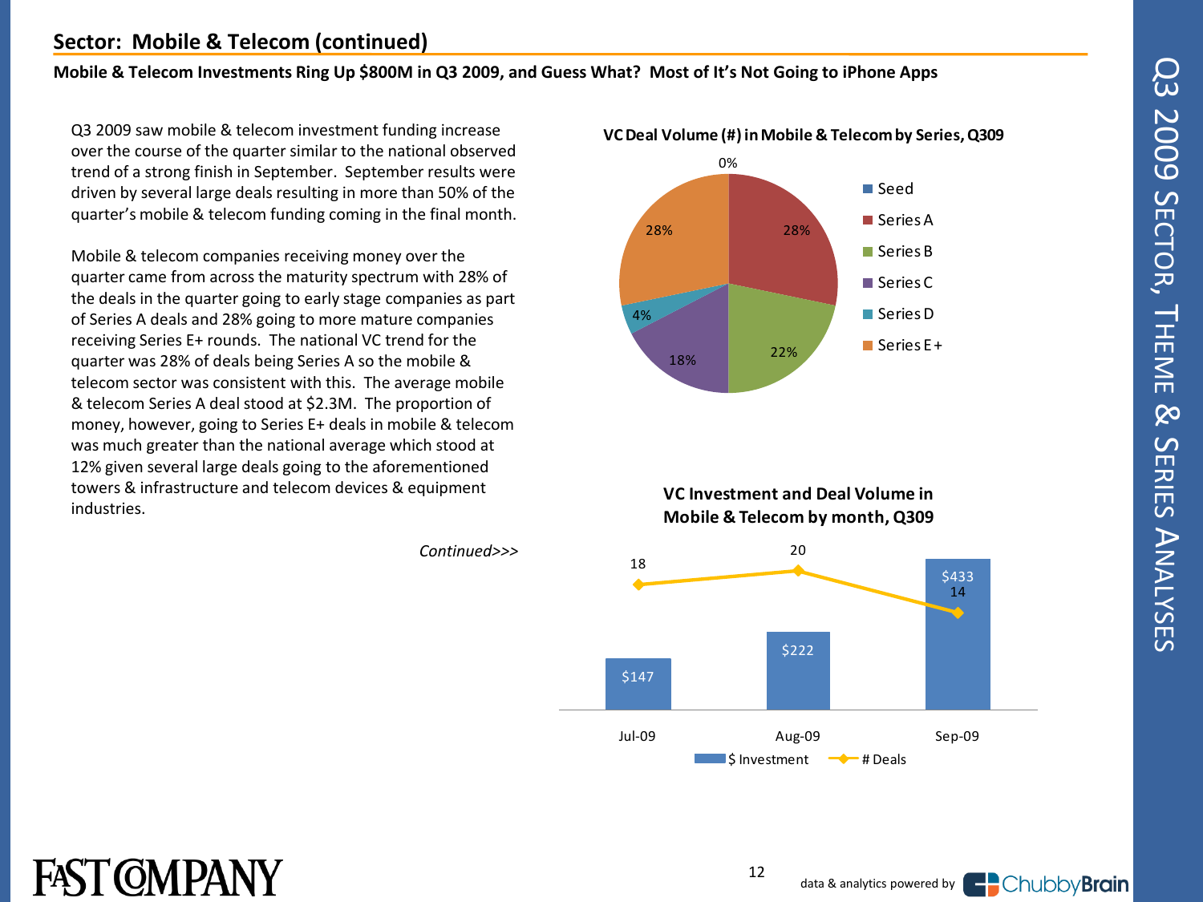## Sector: Mobile & Telecom (continued)

**Mobile & Telecom Investments Ring Up $800M in Q3 2009, and Guess What? Most of It's Not Going to iPhone Apps**

Q3 2009 saw mobile & telecom investment funding increase over the course of the quarter similar to the national observed trend of a strong finish in September. September results were driven by several large deals resulting in more than 50% of the quarter's mobile & telecom funding coming in the final month.

Mobile & telecom companies receiving money over the quarter came from across the maturity spectrum with 28% of the deals in the quarter going to early stage companies as part of Series A deals and 28% going to more mature companies receiving Series E+ rounds. The national VC trend for the quarter was 28% of deals being Series A so the mobile & telecom sector was consistent with this. The average mobile & telecom Series A deal stood at $2.3M. The proportion of money, however, going to Series E+ deals in mobile & telecom was much greater than the national average which stood at 12% given several large deals going to the aforementioned towers & infrastructure and telecom devices & equipment industries.

*Continued>>>*

**VC Deal Volume (#) in Mobile & Telecom by Series, Q309**

| Series | % of Deals |
|---|---|
| Seed | 0% |
| Series A | 28% |
| Series B | 22% |
| Series C | 18% |
| Series D | 4% |
| Series E+ | 28% |

**VC Investment and Deal Volume in Mobile & Telecom by month, Q309**

| Month | $ Investment | # Deals |
|---|---|---|
| Jul-09 | $147 | 18 |
| Aug-09 | $222 | 20 |
| Sep-09 | $433 | 14 |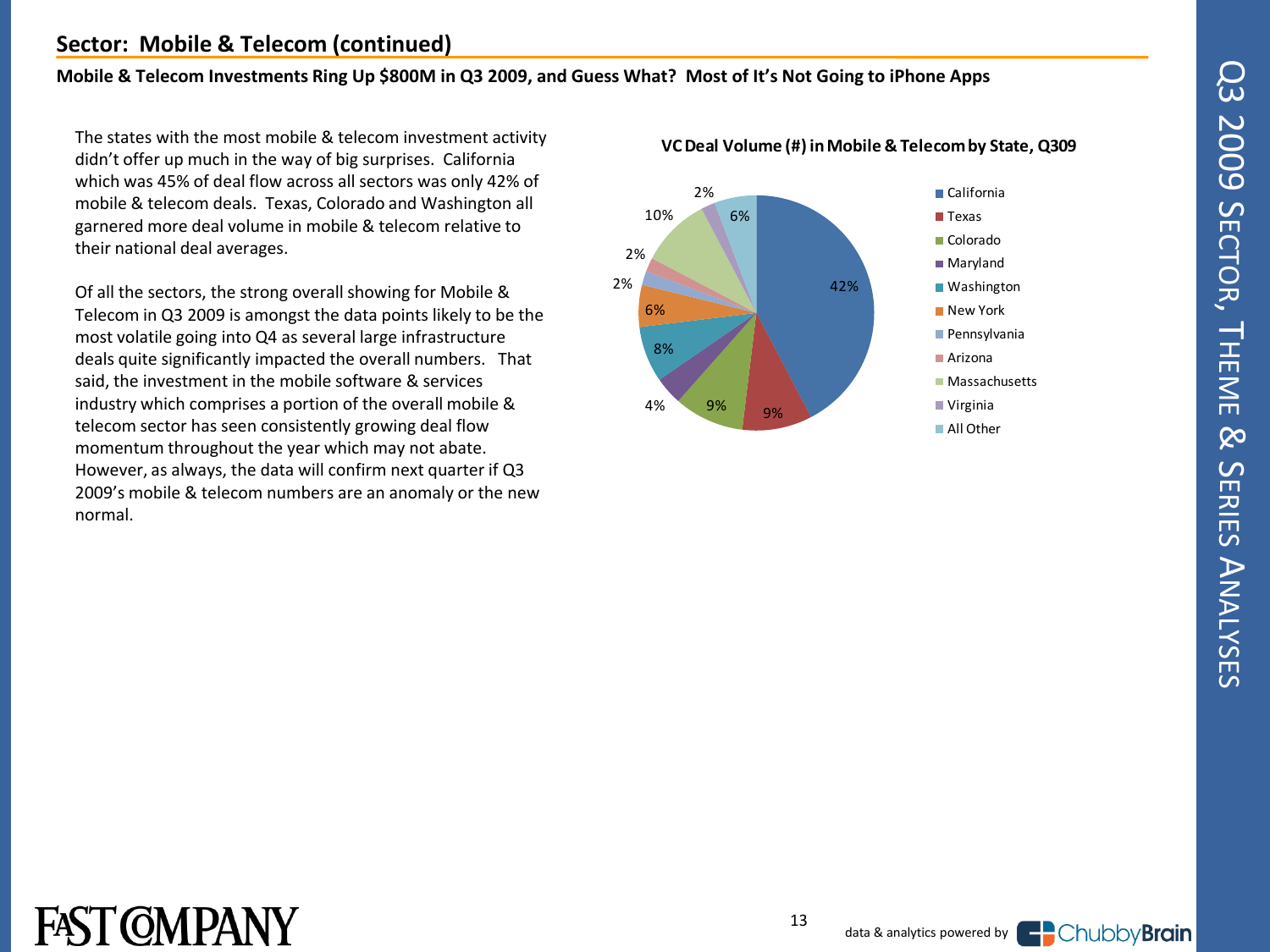## Sector: Mobile & Telecom (continued)

**Mobile & Telecom Investments Ring Up $800M in Q3 2009, and Guess What? Most of It's Not Going to iPhone Apps**

The states with the most mobile & telecom investment activity didn't offer up much in the way of big surprises. California which was 45% of deal flow across all sectors was only 42% of mobile & telecom deals. Texas, Colorado and Washington all garnered more deal volume in mobile & telecom relative to their national deal averages.

Of all the sectors, the strong overall showing for Mobile & Telecom in Q3 2009 is amongst the data points likely to be the most volatile going into Q4 as several large infrastructure deals quite significantly impacted the overall numbers. That said, the investment in the mobile software & services industry which comprises a portion of the overall mobile & telecom sector has seen consistently growing deal flow momentum throughout the year which may not abate. However, as always, the data will confirm next quarter if Q3 2009's mobile & telecom numbers are an anomaly or the new normal.

**VC Deal Volume (#) in Mobile & Telecom by State, Q309**

| State | Share |
|---|---|
| California | 42% |
| Texas | 9% |
| Colorado | 9% |
| Maryland | 4% |
| Washington | 8% |
| New York | 6% |
| Pennsylvania | 2% |
| Arizona | 2% |
| Massachusetts | 10% |
| Virginia | 2% |
| All Other | 6% |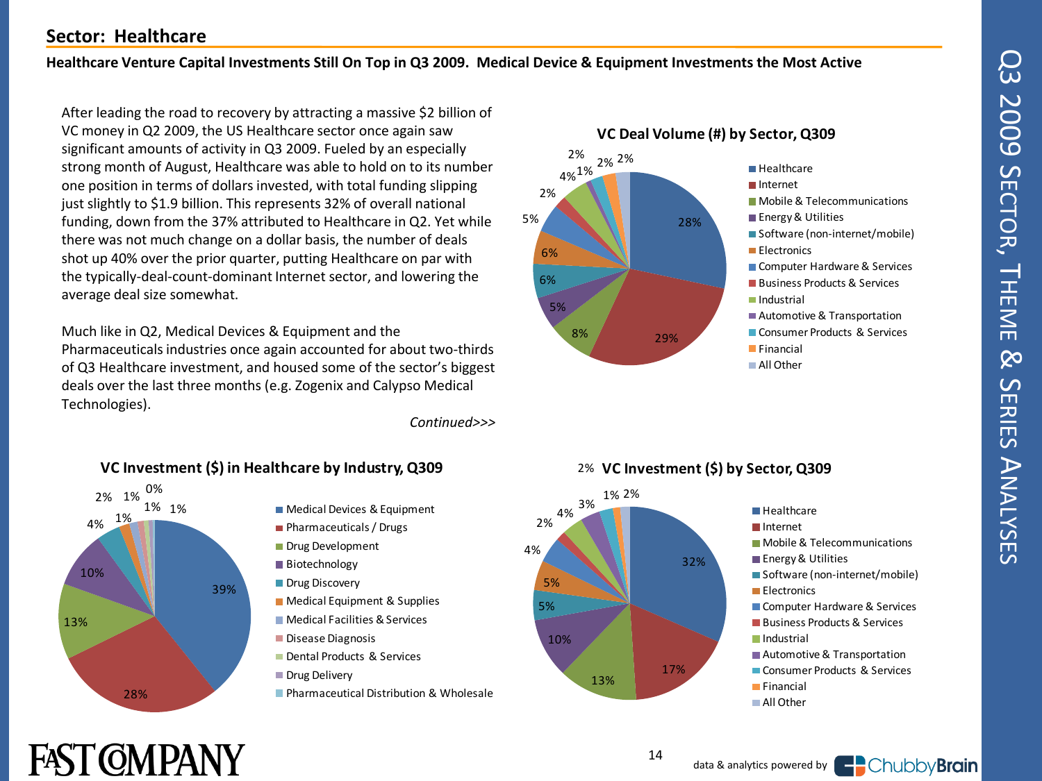## Sector: Healthcare

**Healthcare Venture Capital Investments Still On Top in Q3 2009. Medical Device & Equipment Investments the Most Active**

After leading the road to recovery by attracting a massive $2 billion of VC money in Q2 2009, the US Healthcare sector once again saw significant amounts of activity in Q3 2009. Fueled by an especially strong month of August, Healthcare was able to hold on to its number one position in terms of dollars invested, with total funding slipping just slightly to $1.9 billion. This represents 32% of overall national funding, down from the 37% attributed to Healthcare in Q2. Yet while there was not much change on a dollar basis, the number of deals shot up 40% over the prior quarter, putting Healthcare on par with the typically-deal-count-dominant Internet sector, and lowering the average deal size somewhat.

Much like in Q2, Medical Devices & Equipment and the Pharmaceuticals industries once again accounted for about two-thirds of Q3 Healthcare investment, and housed some of the sector's biggest deals over the last three months (e.g. Zogenix and Calypso Medical Technologies).

*Continued>>>*

**VC Deal Volume (#) by Sector, Q309**

| Sector | Share |
|---|---|
| Healthcare | 28% |
| Internet | 29% |
| Mobile & Telecommunications | 8% |
| Energy & Utilities | 5% |
| Software (non-internet/mobile) | 6% |
| Electronics | 6% |
| Computer Hardware & Services | 5% |
| Business Products & Services | 2% |
| Industrial | 4% |
| Automotive & Transportation | 1% |
| Consumer Products & Services | 2% |
| Financial | 2% |
| All Other | 2% |

**VC Investment ($) in Healthcare by Industry, Q309**

| Industry | Share |
|---|---|
| Medical Devices & Equipment | 39% |
| Pharmaceuticals / Drugs | 28% |
| Drug Development | 13% |
| Biotechnology | 10% |
| Drug Discovery | 4% |
| Medical Equipment & Supplies | 2% |
| Medical Facilities & Services | 1% |
| Disease Diagnosis | 1% |
| Dental Products & Services | 1% |
| Drug Delivery | 1% |
| Pharmaceutical Distribution & Wholesale | 0% |

**VC Investment ($) by Sector, Q309**

| Sector | Share |
|---|---|
| Healthcare | 32% |
| Internet | 17% |
| Mobile & Telecommunications | 13% |
| Energy & Utilities | 10% |
| Software (non-internet/mobile) | 5% |
| Electronics | 5% |
| Computer Hardware & Services | 4% |
| Business Products & Services | 2% |
| Industrial | 4% |
| Automotive & Transportation | 3% |
| Consumer Products & Services | 2% |
| Financial | 1% |
| All Other | 2% |

data & analytics powered by ChubbyBrain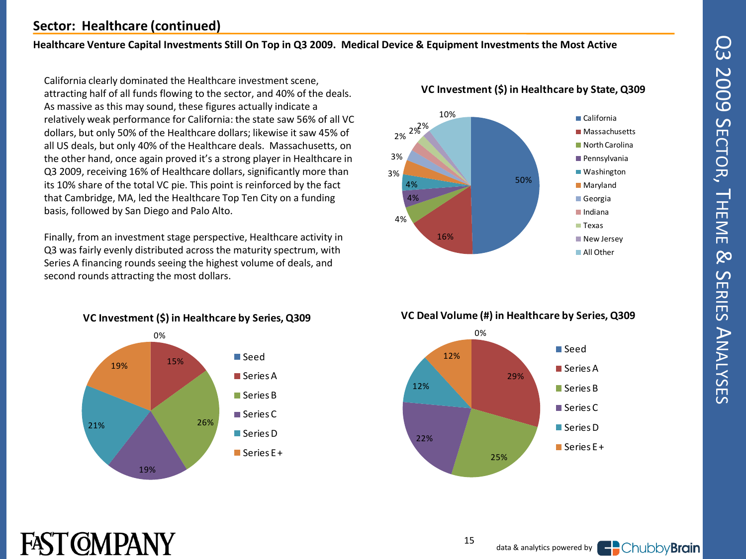## Sector: Healthcare (continued)

**Healthcare Venture Capital Investments Still On Top in Q3 2009. Medical Device & Equipment Investments the Most Active**

California clearly dominated the Healthcare investment scene, attracting half of all funds flowing to the sector, and 40% of the deals. As massive as this may sound, these figures actually indicate a relatively weak performance for California: the state saw 56% of all VC dollars, but only 50% of the Healthcare dollars; likewise it saw 45% of all US deals, but only 40% of the Healthcare deals. Massachusetts, on the other hand, once again proved it's a strong player in Healthcare in Q3 2009, receiving 16% of Healthcare dollars, significantly more than its 10% share of the total VC pie. This point is reinforced by the fact that Cambridge, MA, led the Healthcare Top Ten City on a funding basis, followed by San Diego and Palo Alto.

Finally, from an investment stage perspective, Healthcare activity in Q3 was fairly evenly distributed across the maturity spectrum, with Series A financing rounds seeing the highest volume of deals, and second rounds attracting the most dollars.

**VC Investment ($) in Healthcare by State, Q309**

| State | Share |
|---|---|
| California | 50% |
| Massachusetts | 16% |
| North Carolina | 4% |
| Pennsylvania | 4% |
| Washington | 4% |
| Maryland | 3% |
| Georgia | 3% |
| Indiana | 2% |
| Texas | 2% |
| New Jersey | 2% |
| All Other | 10% |

**VC Investment ($) in Healthcare by Series, Q309**

| Series | Share |
|---|---|
| Seed | 0% |
| Series A | 15% |
| Series B | 26% |
| Series C | 19% |
| Series D | 21% |
| Series E + | 19% |

**VC Deal Volume (#) in Healthcare by Series, Q309**

| Series | Share |
|---|---|
| Seed | 0% |
| Series A | 29% |
| Series B | 25% |
| Series C | 22% |
| Series D | 12% |
| Series E + | 12% |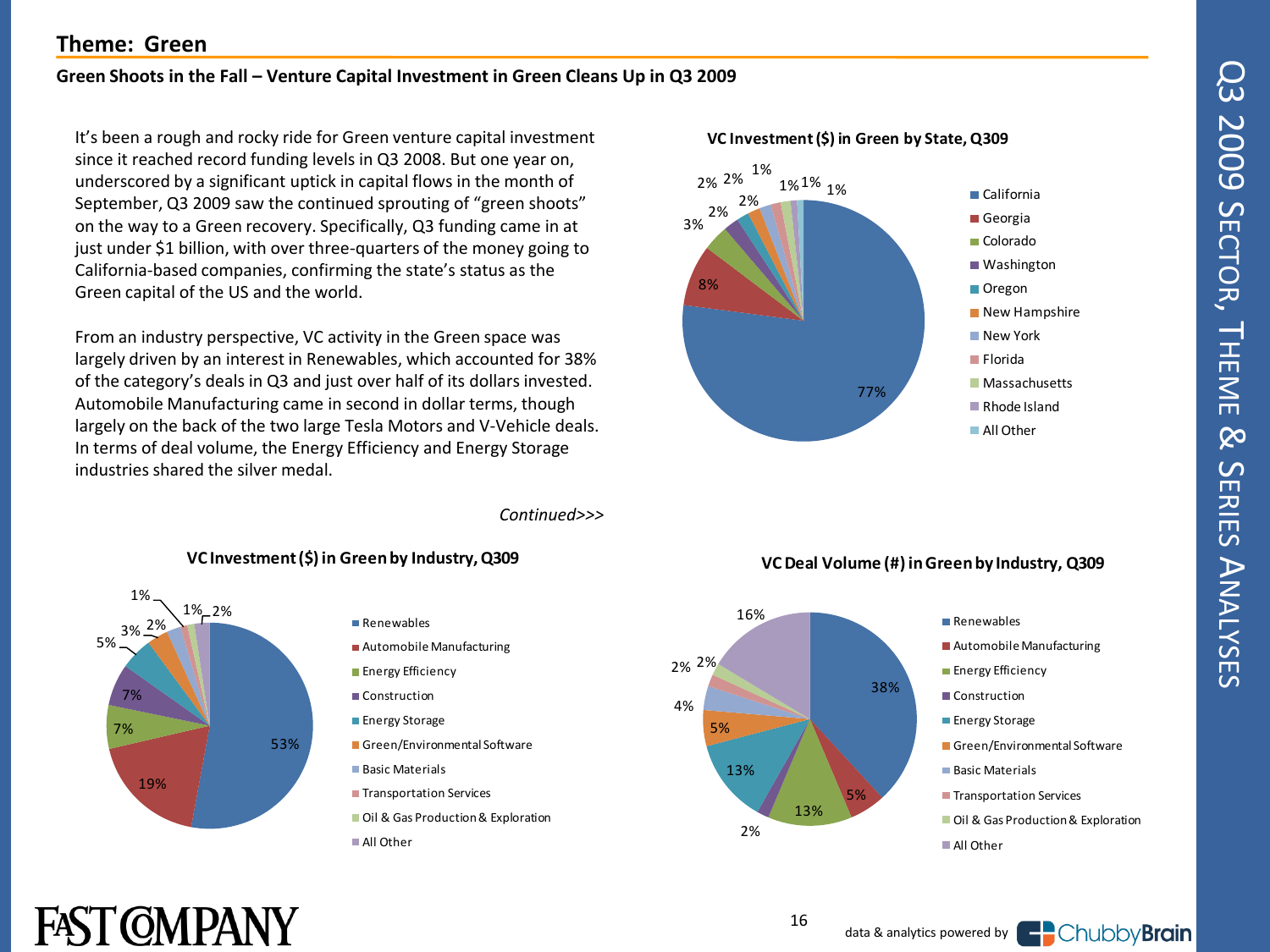## Theme: Green

### Green Shoots in the Fall – Venture Capital Investment in Green Cleans Up in Q3 2009

It's been a rough and rocky ride for Green venture capital investment since it reached record funding levels in Q3 2008. But one year on, underscored by a significant uptick in capital flows in the month of September, Q3 2009 saw the continued sprouting of "green shoots" on the way to a Green recovery. Specifically, Q3 funding came in at just under $1 billion, with over three-quarters of the money going to California-based companies, confirming the state's status as the Green capital of the US and the world.

From an industry perspective, VC activity in the Green space was largely driven by an interest in Renewables, which accounted for 38% of the category's deals in Q3 and just over half of its dollars invested. Automobile Manufacturing came in second in dollar terms, though largely on the back of the two large Tesla Motors and V-Vehicle deals. In terms of deal volume, the Energy Efficiency and Energy Storage industries shared the silver medal.

*Continued>>>*

**VC Investment ($) in Green by State, Q309**

| State | Share |
|---|---|
| California | 77% |
| Georgia | 8% |
| Colorado | 3% |
| Washington | 2% |
| Oregon | 2% |
| New Hampshire | 2% |
| New York | 2% |
| Florida | 1% |
| Massachusetts | 1% |
| Rhode Island | 1% |
| All Other | 1% |

**VC Investment ($) in Green by Industry, Q309**

| Industry | Share |
|---|---|
| Renewables | 53% |
| Automobile Manufacturing | 19% |
| Energy Efficiency | 7% |
| Construction | 7% |
| Energy Storage | 5% |
| Green/Environmental Software | 3% |
| Basic Materials | 2% |
| Transportation Services | 1% |
| Oil & Gas Production & Exploration | 1% |
| All Other | 2% |

**VC Deal Volume (#) in Green by Industry, Q309**

| Industry | Share |
|---|---|
| Renewables | 38% |
| Automobile Manufacturing | 5% |
| Energy Efficiency | 13% |
| Construction | 2% |
| Energy Storage | 13% |
| Green/Environmental Software | 5% |
| Basic Materials | 4% |
| Transportation Services | 2% |
| Oil & Gas Production & Exploration | 2% |
| All Other | 16% |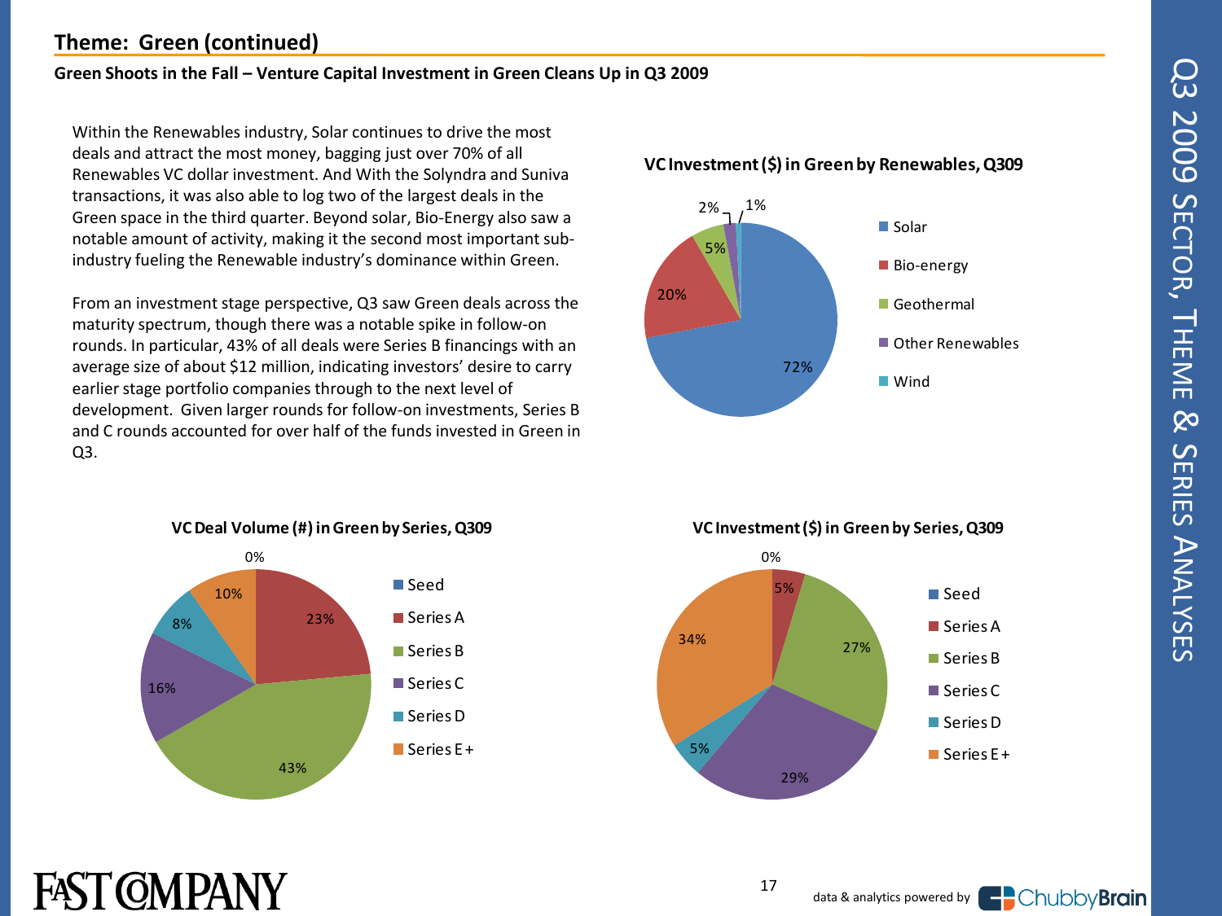## Theme: Green (continued)

**Green Shoots in the Fall – Venture Capital Investment in Green Cleans Up in Q3 2009**

Within the Renewables industry, Solar continues to drive the most deals and attract the most money, bagging just over 70% of all Renewables VC dollar investment. And With the Solyndra and Suniva transactions, it was also able to log two of the largest deals in the Green space in the third quarter. Beyond solar, Bio-Energy also saw a notable amount of activity, making it the second most important sub-industry fueling the Renewable industry's dominance within Green.

From an investment stage perspective, Q3 saw Green deals across the maturity spectrum, though there was a notable spike in follow-on rounds. In particular, 43% of all deals were Series B financings with an average size of about $12 million, indicating investors' desire to carry earlier stage portfolio companies through to the next level of development. Given larger rounds for follow-on investments, Series B and C rounds accounted for over half of the funds invested in Green in Q3.

**VC Investment ($) in Green by Renewables, Q309**

| Renewables | % |
|---|---|
| Solar | 72% |
| Bio-energy | 20% |
| Geothermal | 5% |
| Other Renewables | 2% |
| Wind | 1% |

**VC Deal Volume (#) in Green by Series, Q309**

| Series | % |
|---|---|
| Seed | 0% |
| Series A | 23% |
| Series B | 43% |
| Series C | 16% |
| Series D | 8% |
| Series E+ | 10% |

**VC Investment ($) in Green by Series, Q309**

| Series | % |
|---|---|
| Seed | 0% |
| Series A | 5% |
| Series B | 27% |
| Series C | 29% |
| Series D | 5% |
| Series E+ | 34% |

FAST COMPANY

data & analytics powered by ChubbyBrain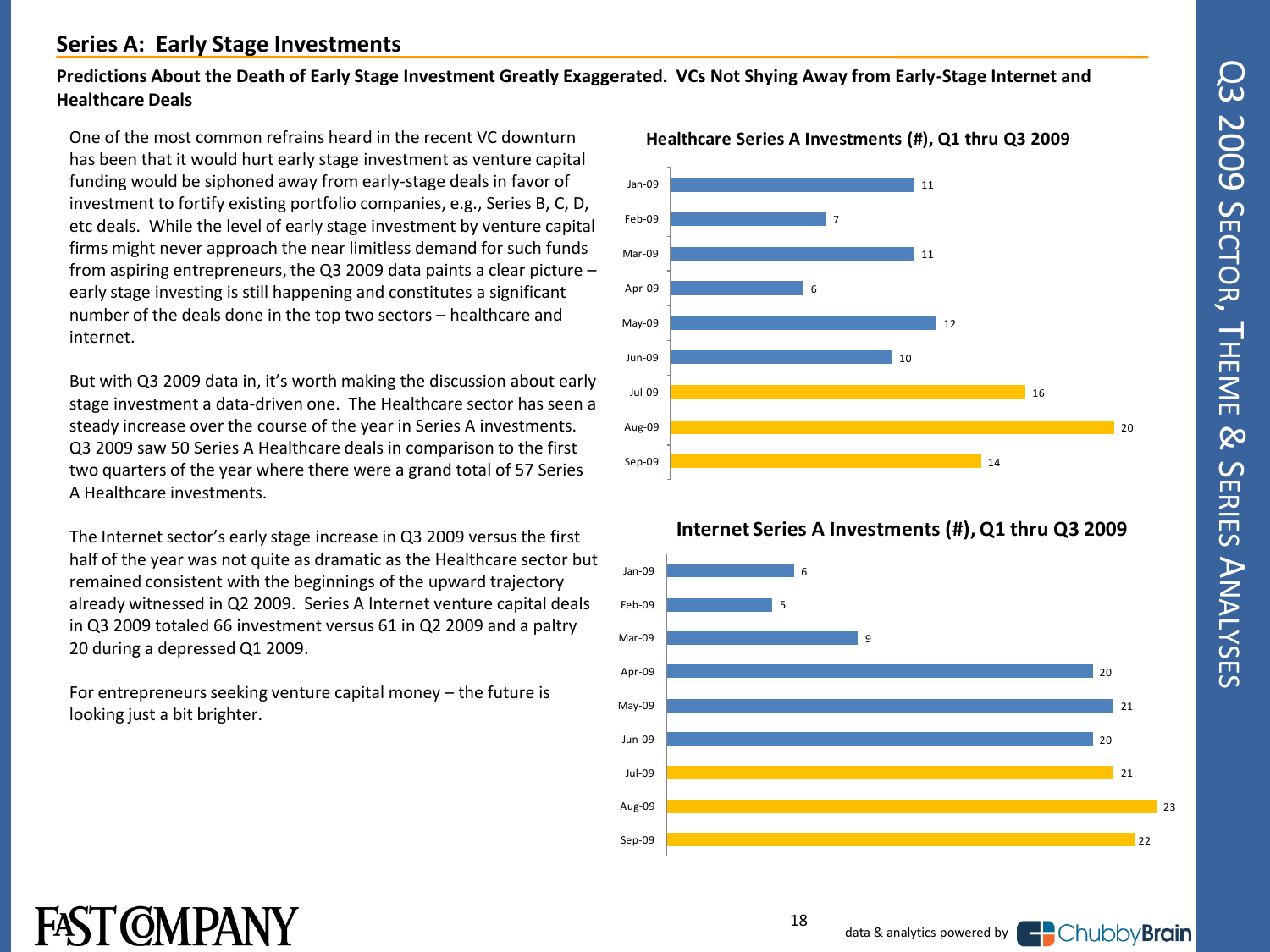## Series A: Early Stage Investments

**Predictions About the Death of Early Stage Investment Greatly Exaggerated. VCs Not Shying Away from Early-Stage Internet and Healthcare Deals**

One of the most common refrains heard in the recent VC downturn has been that it would hurt early stage investment as venture capital funding would be siphoned away from early-stage deals in favor of investment to fortify existing portfolio companies, e.g., Series B, C, D, etc deals. While the level of early stage investment by venture capital firms might never approach the near limitless demand for such funds from aspiring entrepreneurs, the Q3 2009 data paints a clear picture – early stage investing is still happening and constitutes a significant number of the deals done in the top two sectors – healthcare and internet.

But with Q3 2009 data in, it's worth making the discussion about early stage investment a data-driven one. The Healthcare sector has seen a steady increase over the course of the year in Series A investments. Q3 2009 saw 50 Series A Healthcare deals in comparison to the first two quarters of the year where there were a grand total of 57 Series A Healthcare investments.

The Internet sector's early stage increase in Q3 2009 versus the first half of the year was not quite as dramatic as the Healthcare sector but remained consistent with the beginnings of the upward trajectory already witnessed in Q2 2009. Series A Internet venture capital deals in Q3 2009 totaled 66 investment versus 61 in Q2 2009 and a paltry 20 during a depressed Q1 2009.

For entrepreneurs seeking venture capital money – the future is looking just a bit brighter.

**Healthcare Series A Investments (#), Q1 thru Q3 2009**

| Month | Investments (#) |
|---|---|
| Jan-09 | 11 |
| Feb-09 | 7 |
| Mar-09 | 11 |
| Apr-09 | 6 |
| May-09 | 12 |
| Jun-09 | 10 |
| Jul-09 | 16 |
| Aug-09 | 20 |
| Sep-09 | 14 |

**Internet Series A Investments (#), Q1 thru Q3 2009**

| Month | Investments (#) |
|---|---|
| Jan-09 | 6 |
| Feb-09 | 5 |
| Mar-09 | 9 |
| Apr-09 | 20 |
| May-09 | 21 |
| Jun-09 | 20 |
| Jul-09 | 21 |
| Aug-09 | 23 |
| Sep-09 | 22 |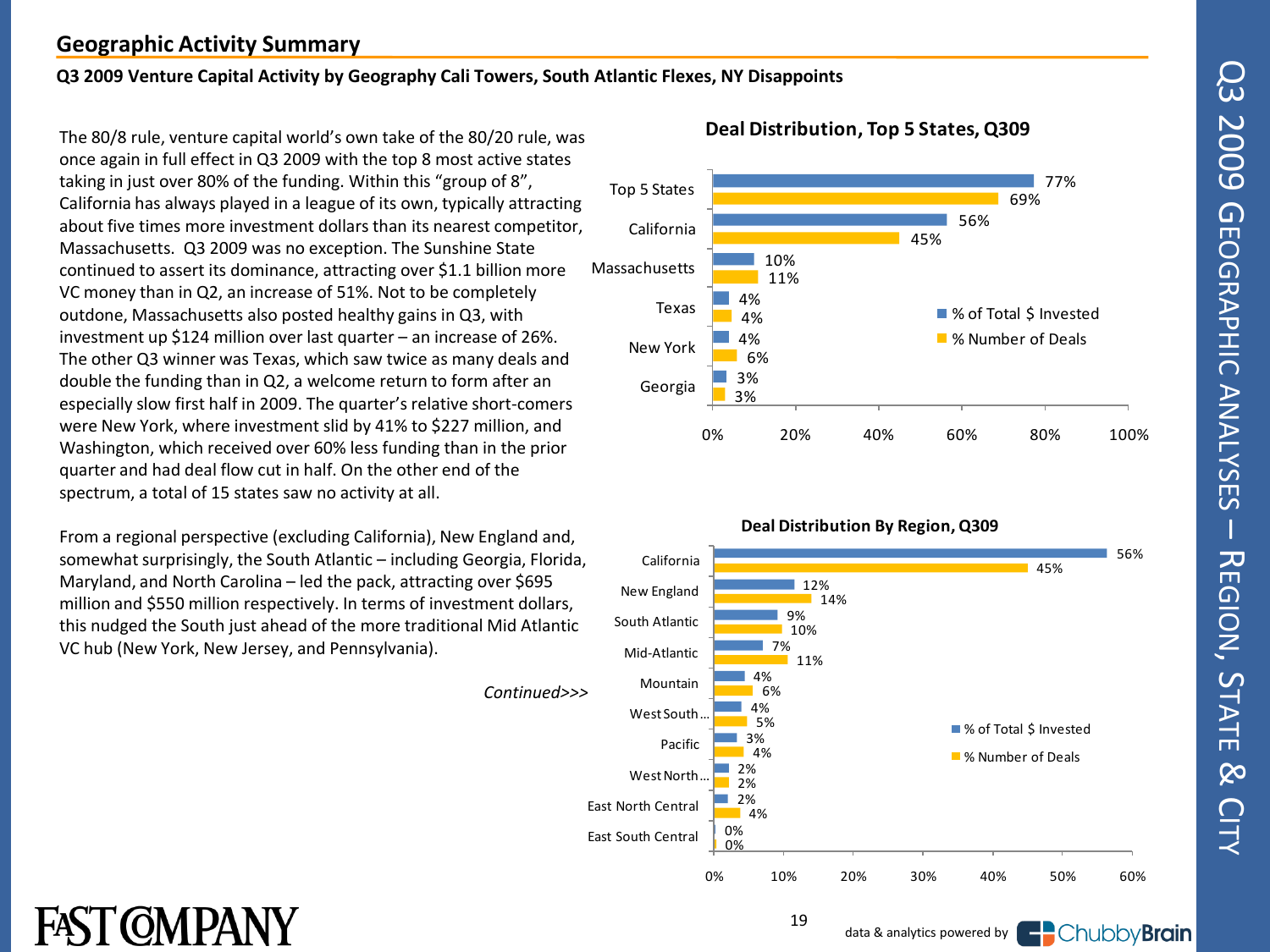## Geographic Activity Summary

**Q3 2009 Venture Capital Activity by Geography Cali Towers, South Atlantic Flexes, NY Disappoints**

The 80/8 rule, venture capital world's own take of the 80/20 rule, was once again in full effect in Q3 2009 with the top 8 most active states taking in just over 80% of the funding. Within this "group of 8", California has always played in a league of its own, typically attracting about five times more investment dollars than its nearest competitor, Massachusetts. Q3 2009 was no exception. The Sunshine State continued to assert its dominance, attracting over $1.1 billion more VC money than in Q2, an increase of 51%. Not to be completely outdone, Massachusetts also posted healthy gains in Q3, with investment up $124 million over last quarter – an increase of 26%. The other Q3 winner was Texas, which saw twice as many deals and double the funding than in Q2, a welcome return to form after an especially slow first half in 2009. The quarter's relative short-comers were New York, where investment slid by 41% to $227 million, and Washington, which received over 60% less funding than in the prior quarter and had deal flow cut in half. On the other end of the spectrum, a total of 15 states saw no activity at all.

From a regional perspective (excluding California), New England and, somewhat surprisingly, the South Atlantic – including Georgia, Florida, Maryland, and North Carolina – led the pack, attracting over $695 million and $550 million respectively. In terms of investment dollars, this nudged the South just ahead of the more traditional Mid Atlantic VC hub (New York, New Jersey, and Pennsylvania).

*Continued>>>*

**Deal Distribution, Top 5 States, Q309**

| | % of Total $ Invested | % Number of Deals |
|---|---|---|
| Top 5 States | 77% | 69% |
| California | 56% | 45% |
| Massachusetts | 10% | 11% |
| Texas | 4% | 4% |
| New York | 4% | 6% |
| Georgia | 3% | 3% |

**Deal Distribution By Region, Q309**

| | % of Total $ Invested | % Number of Deals |
|---|---|---|
| California | 56% | 45% |
| New England | 12% | 14% |
| South Atlantic | 9% | 10% |
| Mid-Atlantic | 7% | 11% |
| Mountain | 4% | 6% |
| West South… | 4% | 5% |
| Pacific | 3% | 4% |
| West North… | 2% | 2% |
| East North Central | 2% | 4% |
| East South Central | 0% | 0% |

data & analytics powered by ChubbyBrain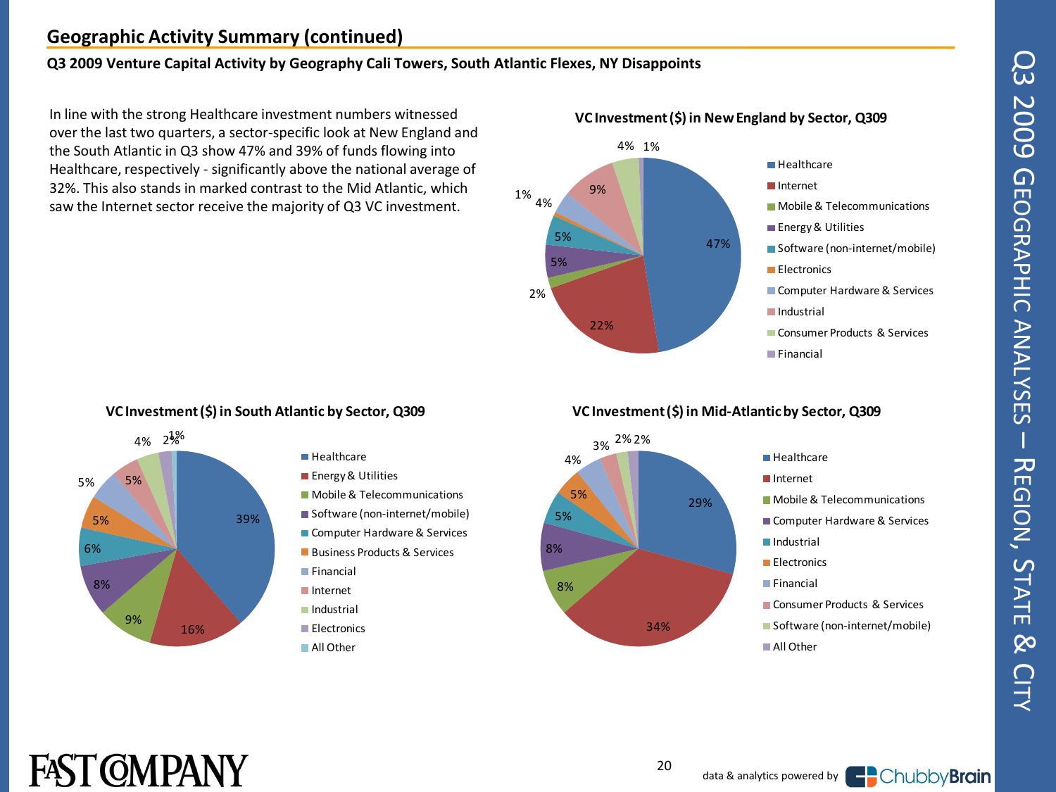## Geographic Activity Summary (continued)

**Q3 2009 Venture Capital Activity by Geography Cali Towers, South Atlantic Flexes, NY Disappoints**

In line with the strong Healthcare investment numbers witnessed over the last two quarters, a sector-specific look at New England and the South Atlantic in Q3 show 47% and 39% of funds flowing into Healthcare, respectively - significantly above the national average of 32%. This also stands in marked contrast to the Mid Atlantic, which saw the Internet sector receive the majority of Q3 VC investment.

**VC Investment ($) in New England by Sector, Q309**

| Sector | Share |
|---|---|
| Healthcare | 47% |
| Internet | 22% |
| Mobile & Telecommunications | 2% |
| Energy & Utilities | 5% |
| Software (non-internet/mobile) | 5% |
| Electronics | 1% |
| Computer Hardware & Services | 4% |
| Industrial | 9% |
| Consumer Products & Services | 4% |
| Financial | 1% |

**VC Investment ($) in South Atlantic by Sector, Q309**

| Sector | Share |
|---|---|
| Healthcare | 39% |
| Energy & Utilities | 16% |
| Mobile & Telecommunications | 9% |
| Software (non-internet/mobile) | 8% |
| Computer Hardware & Services | 6% |
| Business Products & Services | 5% |
| Financial | 5% |
| Internet | 5% |
| Industrial | 4% |
| Electronics | 2% |
| All Other | 1% |

**VC Investment ($) in Mid-Atlantic by Sector, Q309**

| Sector | Share |
|---|---|
| Healthcare | 29% |
| Internet | 34% |
| Mobile & Telecommunications | 8% |
| Computer Hardware & Services | 8% |
| Industrial | 5% |
| Electronics | 5% |
| Financial | 4% |
| Consumer Products & Services | 3% |
| Software (non-internet/mobile) | 2% |
| All Other | 2% |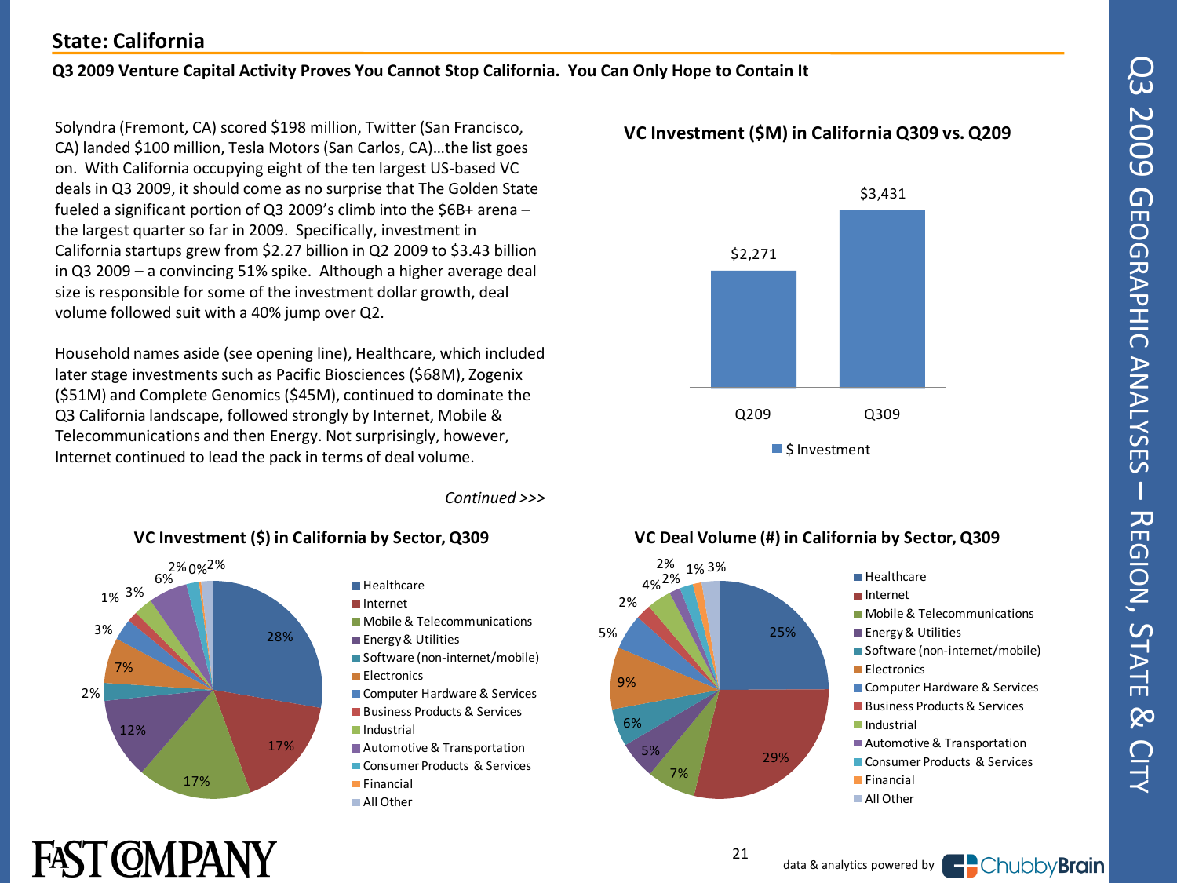## State: California

**Q3 2009 Venture Capital Activity Proves You Cannot Stop California. You Can Only Hope to Contain It**

Solyndra (Fremont, CA) scored $198 million, Twitter (San Francisco, CA) landed $100 million, Tesla Motors (San Carlos, CA)…the list goes on. With California occupying eight of the ten largest US-based VC deals in Q3 2009, it should come as no surprise that The Golden State fueled a significant portion of Q3 2009's climb into the $6B+ arena – the largest quarter so far in 2009. Specifically, investment in California startups grew from $2.27 billion in Q2 2009 to $3.43 billion in Q3 2009 – a convincing 51% spike. Although a higher average deal size is responsible for some of the investment dollar growth, deal volume followed suit with a 40% jump over Q2.

Household names aside (see opening line), Healthcare, which included later stage investments such as Pacific Biosciences ($68M), Zogenix ($51M) and Complete Genomics ($45M), continued to dominate the Q3 California landscape, followed strongly by Internet, Mobile & Telecommunications and then Energy. Not surprisingly, however, Internet continued to lead the pack in terms of deal volume.

*Continued >>>*

**VC Investment ($M) in California Q309 vs. Q209**

| | $ Investment |
|---|---|
| Q209 | $2,271 |
| Q309 | $3,431 |

**VC Investment ($) in California by Sector, Q309**

| Sector | % |
|---|---|
| Healthcare | 28% |
| Internet | 17% |
| Mobile & Telecommunications | 17% |
| Energy & Utilities | 12% |
| Software (non-internet/mobile) | 2% |
| Electronics | 7% |
| Computer Hardware & Services | 3% |
| Business Products & Services | 1% |
| Industrial | 3% |
| Automotive & Transportation | 6% |
| Consumer Products & Services | 2% |
| Financial | 0% |
| All Other | 2% |

**VC Deal Volume (#) in California by Sector, Q309**

| Sector | % |
|---|---|
| Healthcare | 25% |
| Internet | 29% |
| Mobile & Telecommunications | 7% |
| Energy & Utilities | 5% |
| Software (non-internet/mobile) | 6% |
| Electronics | 9% |
| Computer Hardware & Services | 5% |
| Business Products & Services | 2% |
| Industrial | 4% |
| Automotive & Transportation | 2% |
| Consumer Products & Services | 2% |
| Financial | 1% |
| All Other | 3% |

data & analytics powered by ChubbyBrain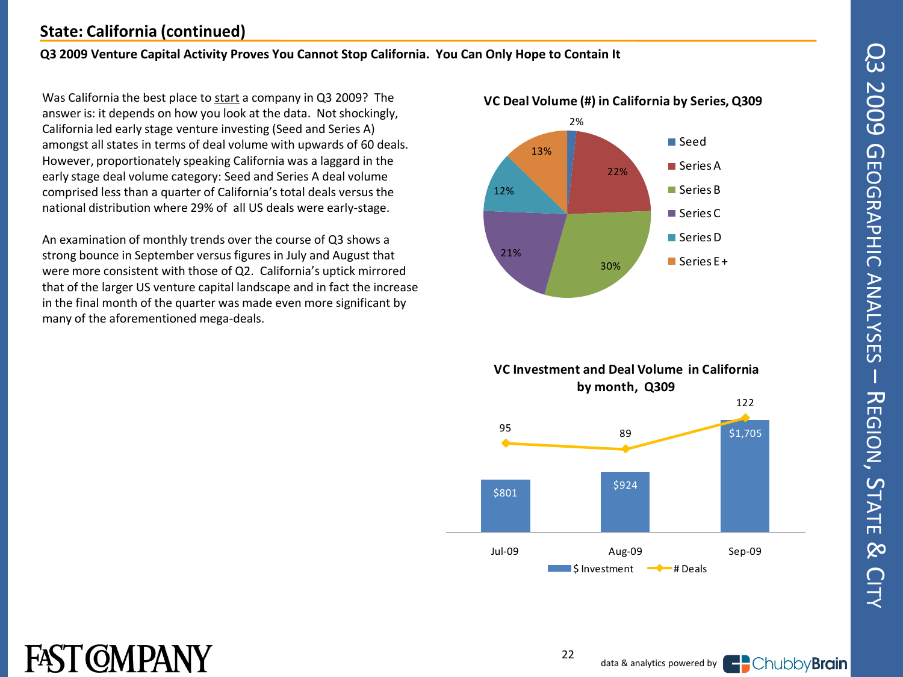## State: California (continued)

**Q3 2009 Venture Capital Activity Proves You Cannot Stop California. You Can Only Hope to Contain It**

Was California the best place to start a company in Q3 2009? The answer is: it depends on how you look at the data. Not shockingly, California led early stage venture investing (Seed and Series A) amongst all states in terms of deal volume with upwards of 60 deals. However, proportionately speaking California was a laggard in the early stage deal volume category: Seed and Series A deal volume comprised less than a quarter of California's total deals versus the national distribution where 29% of all US deals were early-stage.

An examination of monthly trends over the course of Q3 shows a strong bounce in September versus figures in July and August that were more consistent with those of Q2. California's uptick mirrored that of the larger US venture capital landscape and in fact the increase in the final month of the quarter was made even more significant by many of the aforementioned mega-deals.

**VC Deal Volume (#) in California by Series, Q309**

| Series | Share |
|---|---|
| Seed | 2% |
| Series A | 22% |
| Series B | 30% |
| Series C | 21% |
| Series D | 12% |
| Series E + | 13% |

**VC Investment and Deal Volume in California by month, Q309**

| Month | $ Investment | # Deals |
|---|---|---|
| Jul-09 | $801 | 95 |
| Aug-09 | $924 | 89 |
| Sep-09 | $1,705 | 122 |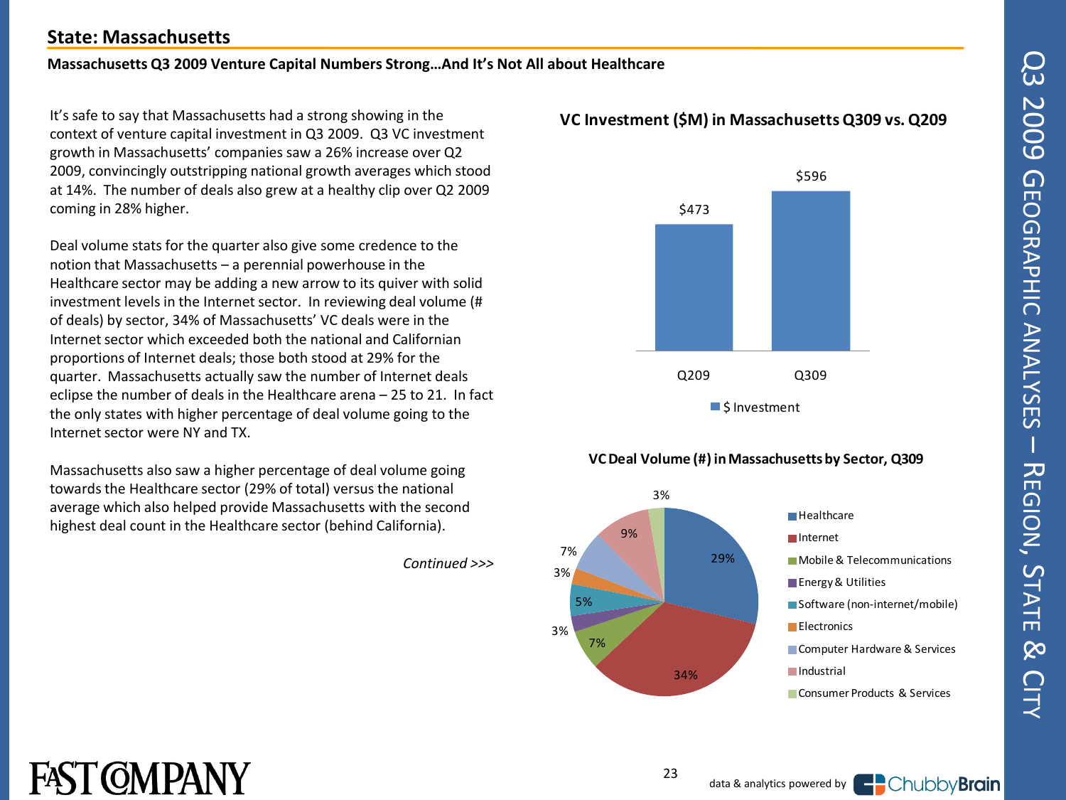## State: Massachusetts

**Massachusetts Q3 2009 Venture Capital Numbers Strong…And It's Not All about Healthcare**

It's safe to say that Massachusetts had a strong showing in the context of venture capital investment in Q3 2009. Q3 VC investment growth in Massachusetts' companies saw a 26% increase over Q2 2009, convincingly outstripping national growth averages which stood at 14%. The number of deals also grew at a healthy clip over Q2 2009 coming in 28% higher.

Deal volume stats for the quarter also give some credence to the notion that Massachusetts – a perennial powerhouse in the Healthcare sector may be adding a new arrow to its quiver with solid investment levels in the Internet sector. In reviewing deal volume (# of deals) by sector, 34% of Massachusetts' VC deals were in the Internet sector which exceeded both the national and Californian proportions of Internet deals; those both stood at 29% for the quarter. Massachusetts actually saw the number of Internet deals eclipse the number of deals in the Healthcare arena – 25 to 21. In fact the only states with higher percentage of deal volume going to the Internet sector were NY and TX.

Massachusetts also saw a higher percentage of deal volume going towards the Healthcare sector (29% of total) versus the national average which also helped provide Massachusetts with the second highest deal count in the Healthcare sector (behind California).

*Continued >>>*

**VC Investment ($M) in Massachusetts Q309 vs. Q209**

| | $ Investment |
|---|---|
| Q209 | $473 |
| Q309 | $596 |

**VC Deal Volume (#) in Massachusetts by Sector, Q309**

| Sector | % |
|---|---|
| Healthcare | 29% |
| Internet | 34% |
| Mobile & Telecommunications | 7% |
| Energy & Utilities | 3% |
| Software (non-internet/mobile) | 5% |
| Electronics | 3% |
| Computer Hardware & Services | 7% |
| Industrial | 9% |
| Consumer Products & Services | 3% |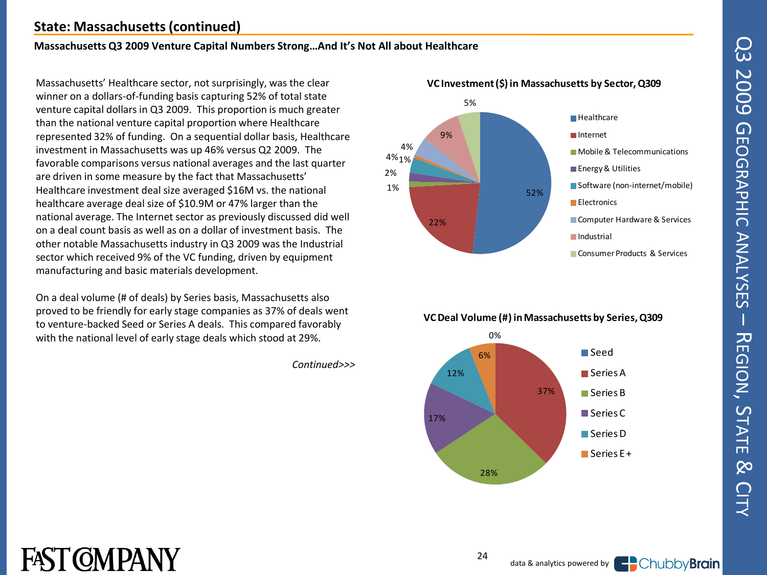## State: Massachusetts (continued)

**Massachusetts Q3 2009 Venture Capital Numbers Strong…And It's Not All about Healthcare**

Massachusetts' Healthcare sector, not surprisingly, was the clear winner on a dollars-of-funding basis capturing 52% of total state venture capital dollars in Q3 2009. This proportion is much greater than the national venture capital proportion where Healthcare represented 32% of funding. On a sequential dollar basis, Healthcare investment in Massachusetts was up 46% versus Q2 2009. The favorable comparisons versus national averages and the last quarter are driven in some measure by the fact that Massachusetts' Healthcare investment deal size averaged $16M vs. the national healthcare average deal size of $10.9M or 47% larger than the national average. The Internet sector as previously discussed did well on a deal count basis as well as on a dollar of investment basis. The other notable Massachusetts industry in Q3 2009 was the Industrial sector which received 9% of the VC funding, driven by equipment manufacturing and basic materials development.

On a deal volume (# of deals) by Series basis, Massachusetts also proved to be friendly for early stage companies as 37% of deals went to venture-backed Seed or Series A deals. This compared favorably with the national level of early stage deals which stood at 29%.

*Continued>>>*

**VC Investment ($) in Massachusetts by Sector, Q309**

| Sector | Share |
|---|---|
| Healthcare | 52% |
| Internet | 22% |
| Mobile & Telecommunications | 1% |
| Energy & Utilities | 2% |
| Software (non-internet/mobile) | 4% |
| Electronics | 1% |
| Computer Hardware & Services | 4% |
| Industrial | 9% |
| Consumer Products & Services | 5% |

**VC Deal Volume (#) in Massachusetts by Series, Q309**

| Series | Share |
|---|---|
| Seed | 0% |
| Series A | 37% |
| Series B | 28% |
| Series C | 17% |
| Series D | 12% |
| Series E+ | 6% |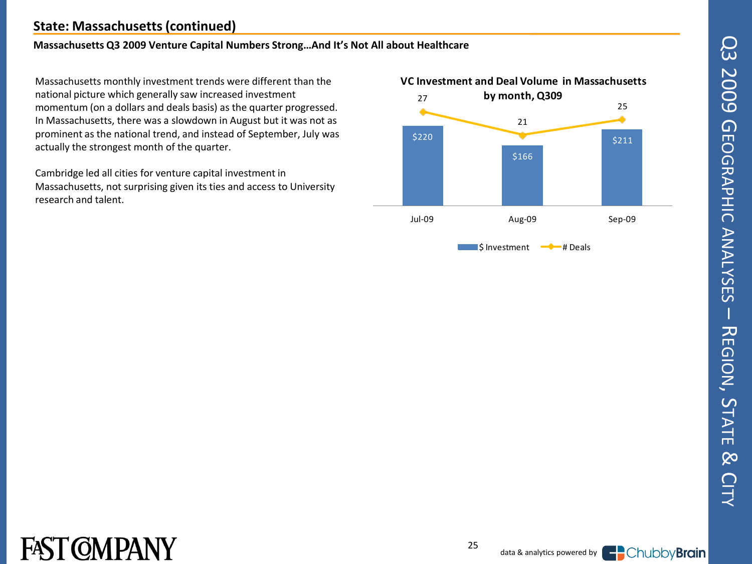## State: Massachusetts (continued)

**Massachusetts Q3 2009 Venture Capital Numbers Strong…And It's Not All about Healthcare**

Massachusetts monthly investment trends were different than the national picture which generally saw increased investment momentum (on a dollars and deals basis) as the quarter progressed. In Massachusetts, there was a slowdown in August but it was not as prominent as the national trend, and instead of September, July was actually the strongest month of the quarter.

Cambridge led all cities for venture capital investment in Massachusetts, not surprising given its ties and access to University research and talent.

**VC Investment and Deal Volume in Massachusetts by month, Q309**

| | Jul-09 | Aug-09 | Sep-09 |
|---|---|---|---|
| $ Investment | $220 | $166 | $211 |
| # Deals | 27 | 21 | 25 |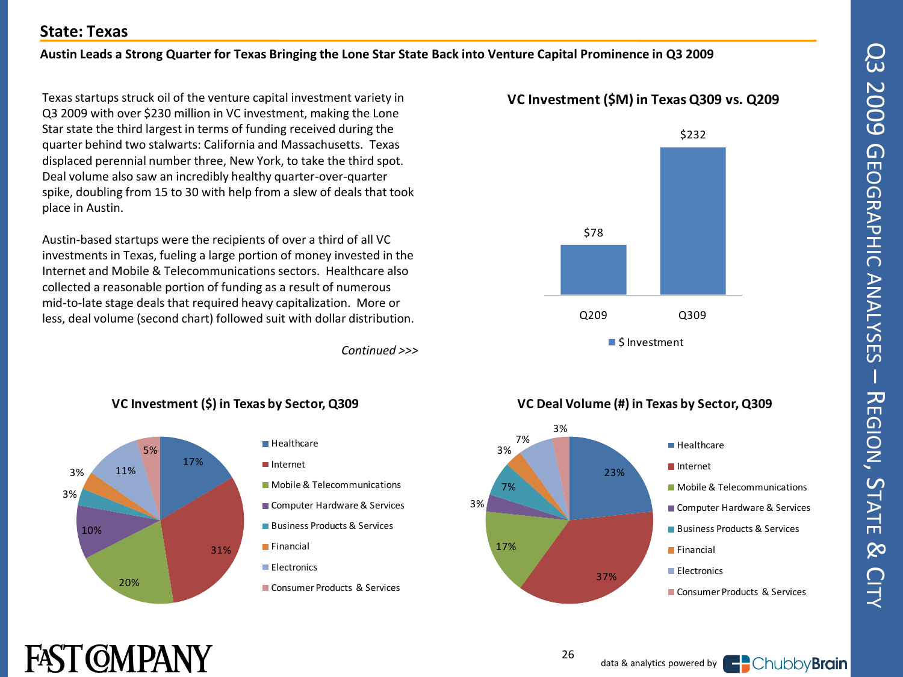## State: Texas

**Austin Leads a Strong Quarter for Texas Bringing the Lone Star State Back into Venture Capital Prominence in Q3 2009**

Texas startups struck oil of the venture capital investment variety in Q3 2009 with over $230 million in VC investment, making the Lone Star state the third largest in terms of funding received during the quarter behind two stalwarts: California and Massachusetts. Texas displaced perennial number three, New York, to take the third spot. Deal volume also saw an incredibly healthy quarter-over-quarter spike, doubling from 15 to 30 with help from a slew of deals that took place in Austin.

Austin-based startups were the recipients of over a third of all VC investments in Texas, fueling a large portion of money invested in the Internet and Mobile & Telecommunications sectors. Healthcare also collected a reasonable portion of funding as a result of numerous mid-to-late stage deals that required heavy capitalization. More or less, deal volume (second chart) followed suit with dollar distribution.

*Continued >>>*

**VC Investment ($M) in Texas Q309 vs. Q209**

| | Q209 | Q309 |
|---|---|---|
| $ Investment | $78 | $232 |

**VC Investment ($) in Texas by Sector, Q309**

| Sector | % |
|---|---|
| Healthcare | 17% |
| Internet | 31% |
| Mobile & Telecommunications | 20% |
| Computer Hardware & Services | 10% |
| Business Products & Services | 3% |
| Financial | 3% |
| Electronics | 11% |
| Consumer Products & Services | 5% |

**VC Deal Volume (#) in Texas by Sector, Q309**

| Sector | % |
|---|---|
| Healthcare | 23% |
| Internet | 37% |
| Mobile & Telecommunications | 17% |
| Computer Hardware & Services | 3% |
| Business Products & Services | 7% |
| Financial | 3% |
| Electronics | 7% |
| Consumer Products & Services | 3% |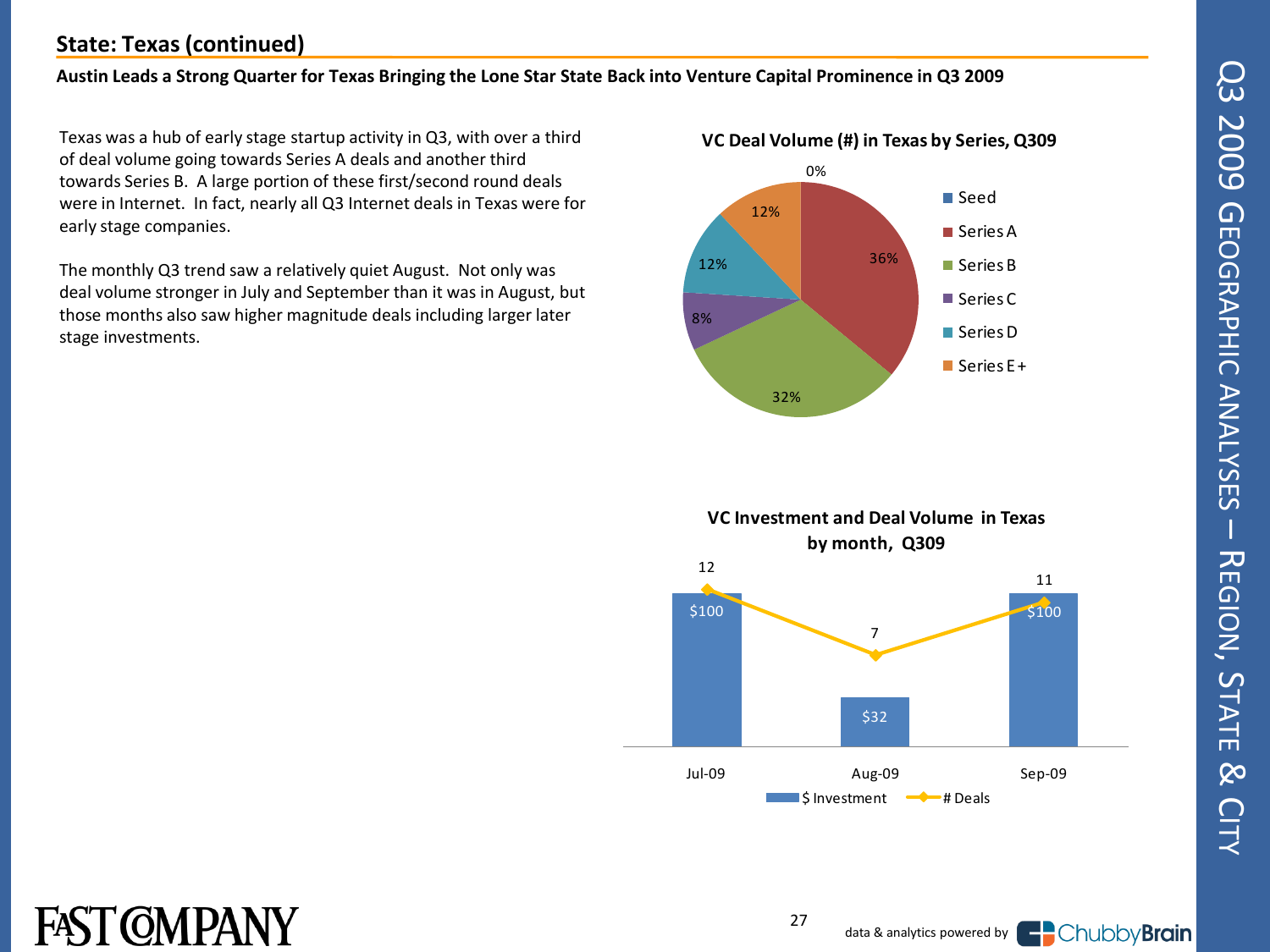## State: Texas (continued)

**Austin Leads a Strong Quarter for Texas Bringing the Lone Star State Back into Venture Capital Prominence in Q3 2009**

Texas was a hub of early stage startup activity in Q3, with over a third of deal volume going towards Series A deals and another third towards Series B. A large portion of these first/second round deals were in Internet. In fact, nearly all Q3 Internet deals in Texas were for early stage companies.

The monthly Q3 trend saw a relatively quiet August. Not only was deal volume stronger in July and September than it was in August, but those months also saw higher magnitude deals including larger later stage investments.

**VC Deal Volume (#) in Texas by Series, Q309**

| Series | Share |
| --- | --- |
| Seed | 0% |
| Series A | 36% |
| Series B | 32% |
| Series C | 8% |
| Series D | 12% |
| Series E+ | 12% |

**VC Investment and Deal Volume in Texas by month, Q309**

| Month | $ Investment | # Deals |
| --- | --- | --- |
| Jul-09 | $100 | 12 |
| Aug-09 | $32 | 7 |
| Sep-09 | $100 | 11 |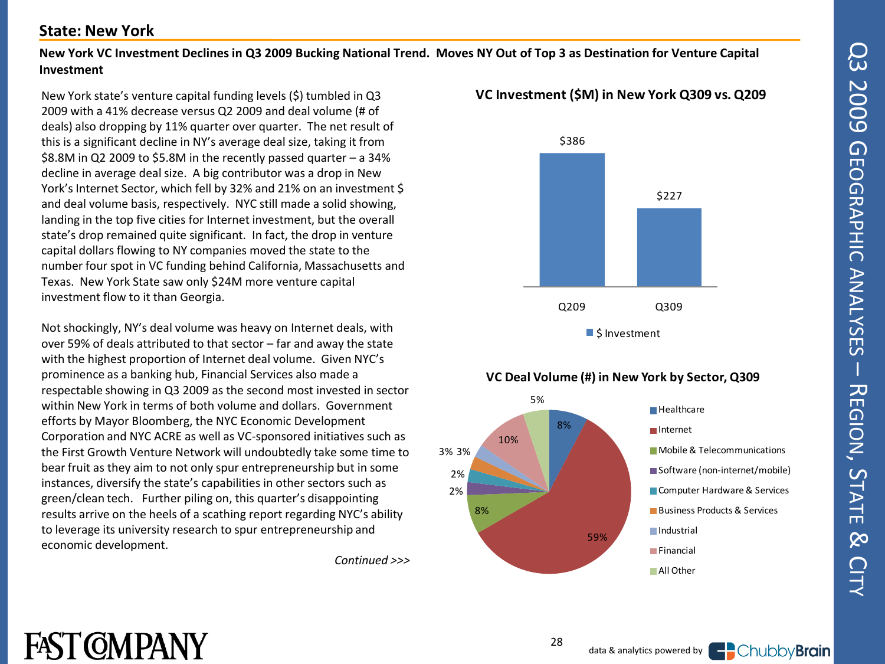## State: New York

**New York VC Investment Declines in Q3 2009 Bucking National Trend. Moves NY Out of Top 3 as Destination for Venture Capital Investment**

New York state's venture capital funding levels ($) tumbled in Q3 2009 with a 41% decrease versus Q2 2009 and deal volume (# of deals) also dropping by 11% quarter over quarter. The net result of this is a significant decline in NY's average deal size, taking it from $8.8M in Q2 2009 to $5.8M in the recently passed quarter – a 34% decline in average deal size. A big contributor was a drop in New York's Internet Sector, which fell by 32% and 21% on an investment $ and deal volume basis, respectively. NYC still made a solid showing, landing in the top five cities for Internet investment, but the overall state's drop remained quite significant. In fact, the drop in venture capital dollars flowing to NY companies moved the state to the number four spot in VC funding behind California, Massachusetts and Texas. New York State saw only $24M more venture capital investment flow to it than Georgia.

Not shockingly, NY's deal volume was heavy on Internet deals, with over 59% of deals attributed to that sector – far and away the state with the highest proportion of Internet deal volume. Given NYC's prominence as a banking hub, Financial Services also made a respectable showing in Q3 2009 as the second most invested in sector within New York in terms of both volume and dollars. Government efforts by Mayor Bloomberg, the NYC Economic Development Corporation and NYC ACRE as well as VC-sponsored initiatives such as the First Growth Venture Network will undoubtedly take some time to bear fruit as they aim to not only spur entrepreneurship but in some instances, diversify the state's capabilities in other sectors such as green/clean tech. Further piling on, this quarter's disappointing results arrive on the heels of a scathing report regarding NYC's ability to leverage its university research to spur entrepreneurship and economic development.

*Continued >>>*

**VC Investment ($M) in New York Q309 vs. Q209**

| | $ Investment |
|---|---|
| Q209 | $386 |
| Q309 | $227 |

**VC Deal Volume (#) in New York by Sector, Q309**

| Sector | Share |
|---|---|
| Healthcare | 8% |
| Internet | 59% |
| Mobile & Telecommunications | 8% |
| Software (non-internet/mobile) | 2% |
| Computer Hardware & Services | 2% |
| Business Products & Services | 3% |
| Industrial | 3% |
| Financial | 10% |
| All Other | 5% |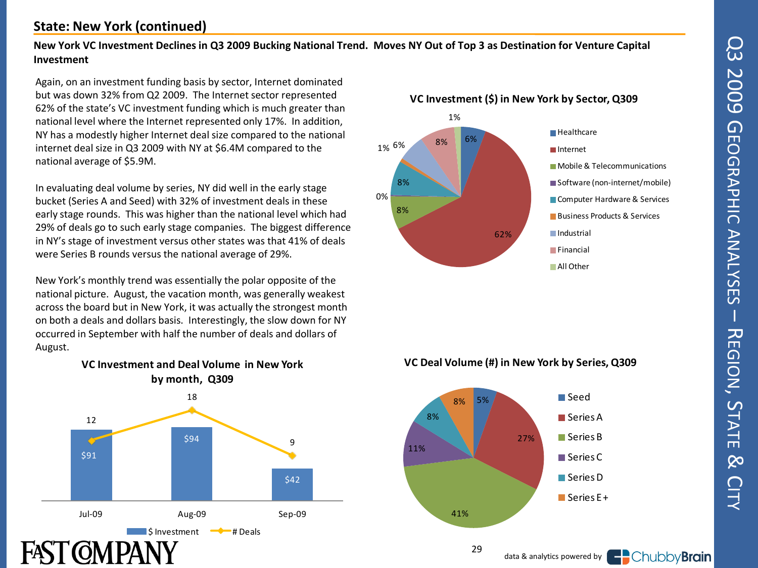## State: New York (continued)

**New York VC Investment Declines in Q3 2009 Bucking National Trend. Moves NY Out of Top 3 as Destination for Venture Capital Investment**

Again, on an investment funding basis by sector, Internet dominated but was down 32% from Q2 2009. The Internet sector represented 62% of the state's VC investment funding which is much greater than national level where the Internet represented only 17%. In addition, NY has a modestly higher Internet deal size compared to the national internet deal size in Q3 2009 with NY at $6.4M compared to the national average of $5.9M.

In evaluating deal volume by series, NY did well in the early stage bucket (Series A and Seed) with 32% of investment deals in these early stage rounds. This was higher than the national level which had 29% of deals go to such early stage companies. The biggest difference in NY's stage of investment versus other states was that 41% of deals were Series B rounds versus the national average of 29%.

New York's monthly trend was essentially the polar opposite of the national picture. August, the vacation month, was generally weakest across the board but in New York, it was actually the strongest month on both a deals and dollars basis. Interestingly, the slow down for NY occurred in September with half the number of deals and dollars of August.

**VC Investment ($) in New York by Sector, Q309**

| Sector | Share |
|---|---|
| Healthcare | 6% |
| Internet | 62% |
| Mobile & Telecommunications | 8% |
| Software (non-internet/mobile) | 0% |
| Computer Hardware & Services | 8% |
| Business Products & Services | 1% |
| Industrial | 6% |
| Financial | 8% |
| All Other | 1% |

**VC Investment and Deal Volume in New York by month, Q309**

| Month | $ Investment | # Deals |
|---|---|---|
| Jul-09 | $91 | 12 |
| Aug-09 | $94 | 18 |
| Sep-09 | $42 | 9 |

**VC Deal Volume (#) in New York by Series, Q309**

| Series | Share |
|---|---|
| Seed | 5% |
| Series A | 27% |
| Series B | 41% |
| Series C | 11% |
| Series D | 8% |
| Series E+ | 8% |

data & analytics powered by ChubbyBrain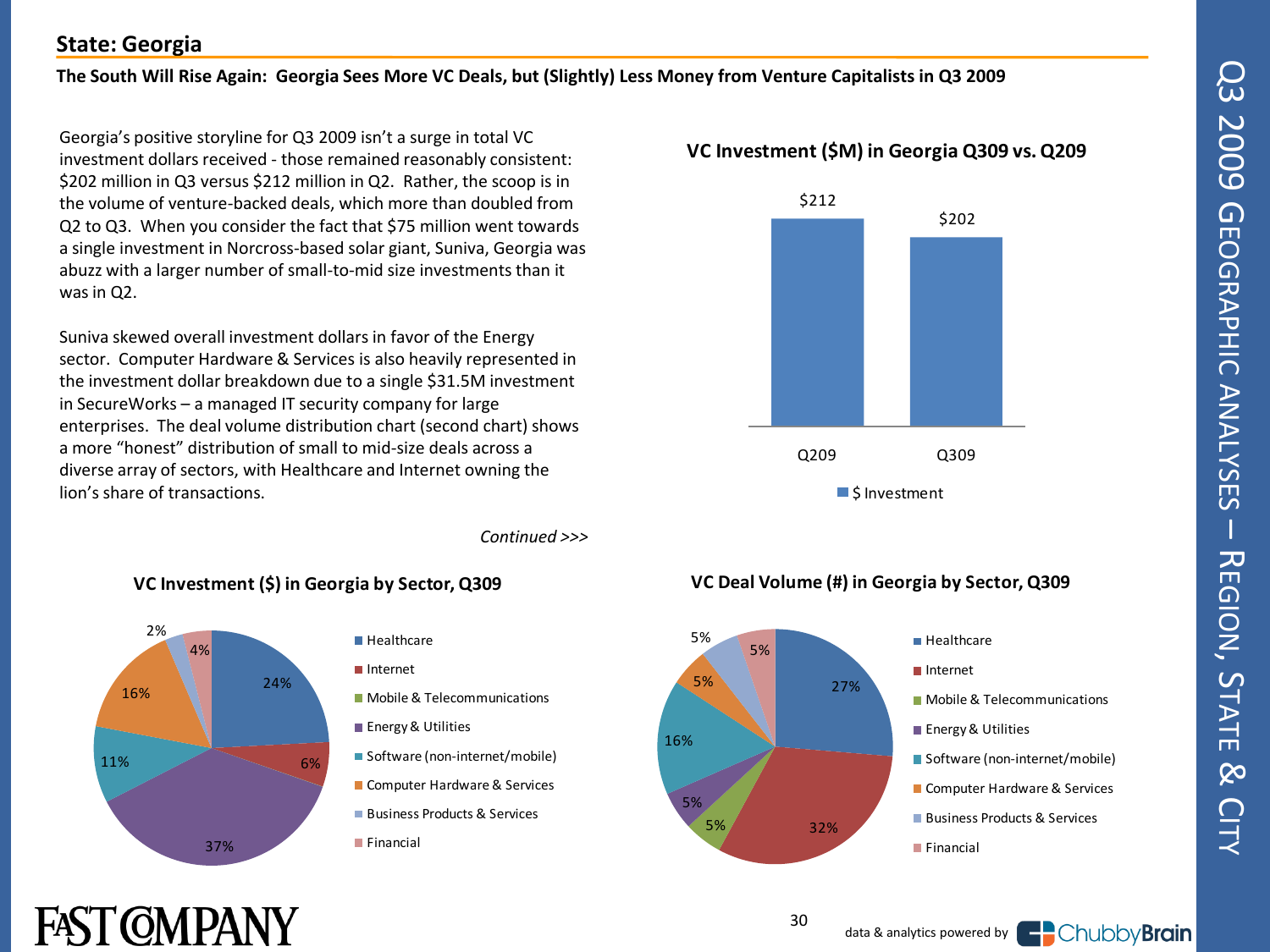## State: Georgia

**The South Will Rise Again: Georgia Sees More VC Deals, but (Slightly) Less Money from Venture Capitalists in Q3 2009**

Georgia's positive storyline for Q3 2009 isn't a surge in total VC investment dollars received - those remained reasonably consistent: $202 million in Q3 versus $212 million in Q2. Rather, the scoop is in the volume of venture-backed deals, which more than doubled from Q2 to Q3. When you consider the fact that $75 million went towards a single investment in Norcross-based solar giant, Suniva, Georgia was abuzz with a larger number of small-to-mid size investments than it was in Q2.

Suniva skewed overall investment dollars in favor of the Energy sector. Computer Hardware & Services is also heavily represented in the investment dollar breakdown due to a single $31.5M investment in SecureWorks – a managed IT security company for large enterprises. The deal volume distribution chart (second chart) shows a more "honest" distribution of small to mid-size deals across a diverse array of sectors, with Healthcare and Internet owning the lion's share of transactions.

*Continued >>>*

**VC Investment ($M) in Georgia Q309 vs. Q209**

| | $ Investment |
|---|---|
| Q209 | $212 |
| Q309 | $202 |

**VC Investment ($) in Georgia by Sector, Q309**

| Sector | Share |
|---|---|
| Healthcare | 24% |
| Internet | 6% |
| Energy & Utilities | 37% |
| Software (non-internet/mobile) | 11% |
| Computer Hardware & Services | 16% |
| Business Products & Services | 2% |
| Financial | 4% |

**VC Deal Volume (#) in Georgia by Sector, Q309**

| Sector | Share |
|---|---|
| Healthcare | 27% |
| Internet | 32% |
| Mobile & Telecommunications | 5% |
| Energy & Utilities | 5% |
| Software (non-internet/mobile) | 16% |
| Computer Hardware & Services | 5% |
| Business Products & Services | 5% |
| Financial | 5% |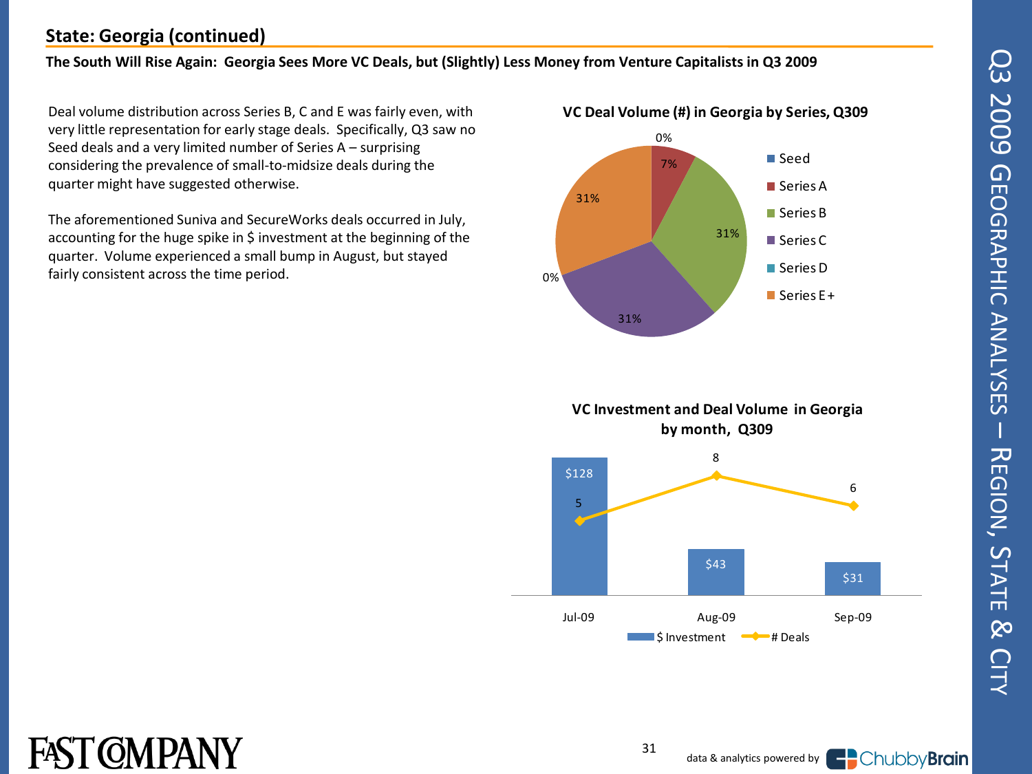## State: Georgia (continued)

**The South Will Rise Again: Georgia Sees More VC Deals, but (Slightly) Less Money from Venture Capitalists in Q3 2009**

Deal volume distribution across Series B, C and E was fairly even, with very little representation for early stage deals. Specifically, Q3 saw no Seed deals and a very limited number of Series A – surprising considering the prevalence of small-to-midsize deals during the quarter might have suggested otherwise.

The aforementioned Suniva and SecureWorks deals occurred in July, accounting for the huge spike in $ investment at the beginning of the quarter. Volume experienced a small bump in August, but stayed fairly consistent across the time period.

**VC Deal Volume (#) in Georgia by Series, Q309**

| Series | Share |
|---|---|
| Seed | 0% |
| Series A | 7% |
| Series B | 31% |
| Series C | 31% |
| Series D | 0% |
| Series E+ | 31% |

**VC Investment and Deal Volume in Georgia by month, Q309**

| Month | $ Investment | # Deals |
|---|---|---|
| Jul-09 | $128 | 5 |
| Aug-09 | $43 | 8 |
| Sep-09 | $31 | 6 |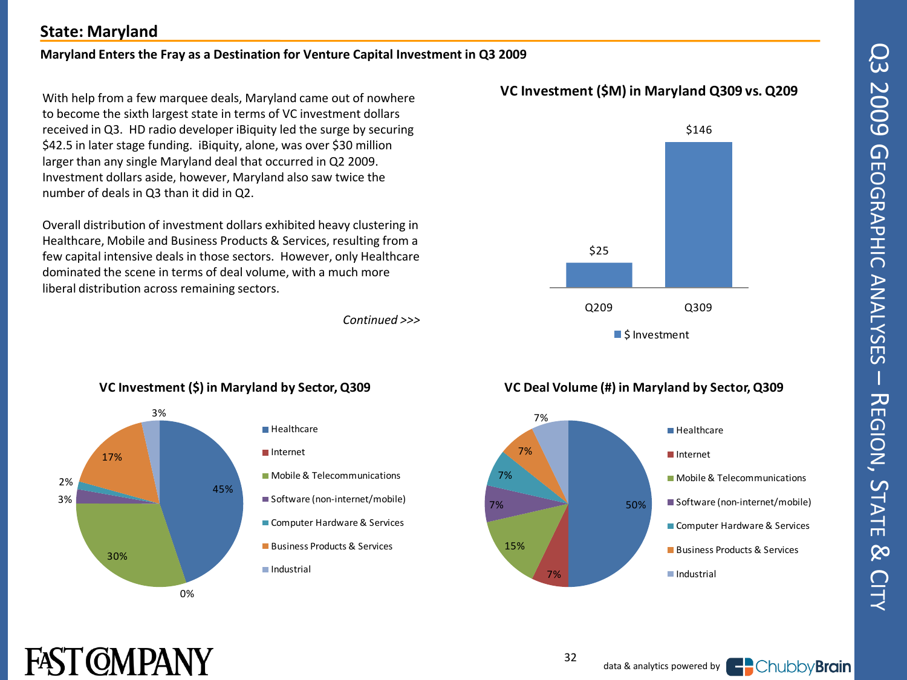## State: Maryland

**Maryland Enters the Fray as a Destination for Venture Capital Investment in Q3 2009**

With help from a few marquee deals, Maryland came out of nowhere to become the sixth largest state in terms of VC investment dollars received in Q3. HD radio developer iBiquity led the surge by securing $42.5 in later stage funding. iBiquity, alone, was over $30 million larger than any single Maryland deal that occurred in Q2 2009. Investment dollars aside, however, Maryland also saw twice the number of deals in Q3 than it did in Q2.

Overall distribution of investment dollars exhibited heavy clustering in Healthcare, Mobile and Business Products & Services, resulting from a few capital intensive deals in those sectors. However, only Healthcare dominated the scene in terms of deal volume, with a much more liberal distribution across remaining sectors.

*Continued >>>*

**VC Investment ($M) in Maryland Q309 vs. Q209**

| | $ Investment |
|---|---|
| Q209 | $25 |
| Q309 | $146 |

**VC Investment ($) in Maryland by Sector, Q309**

| Sector | Share |
|---|---|
| Healthcare | 45% |
| Internet | 0% |
| Mobile & Telecommunications | 30% |
| Software (non-internet/mobile) | 3% |
| Computer Hardware & Services | 2% |
| Business Products & Services | 17% |
| Industrial | 3% |

**VC Deal Volume (#) in Maryland by Sector, Q309**

| Sector | Share |
|---|---|
| Healthcare | 50% |
| Internet | 7% |
| Mobile & Telecommunications | 15% |
| Software (non-internet/mobile) | 7% |
| Computer Hardware & Services | 7% |
| Business Products & Services | 7% |
| Industrial | 7% |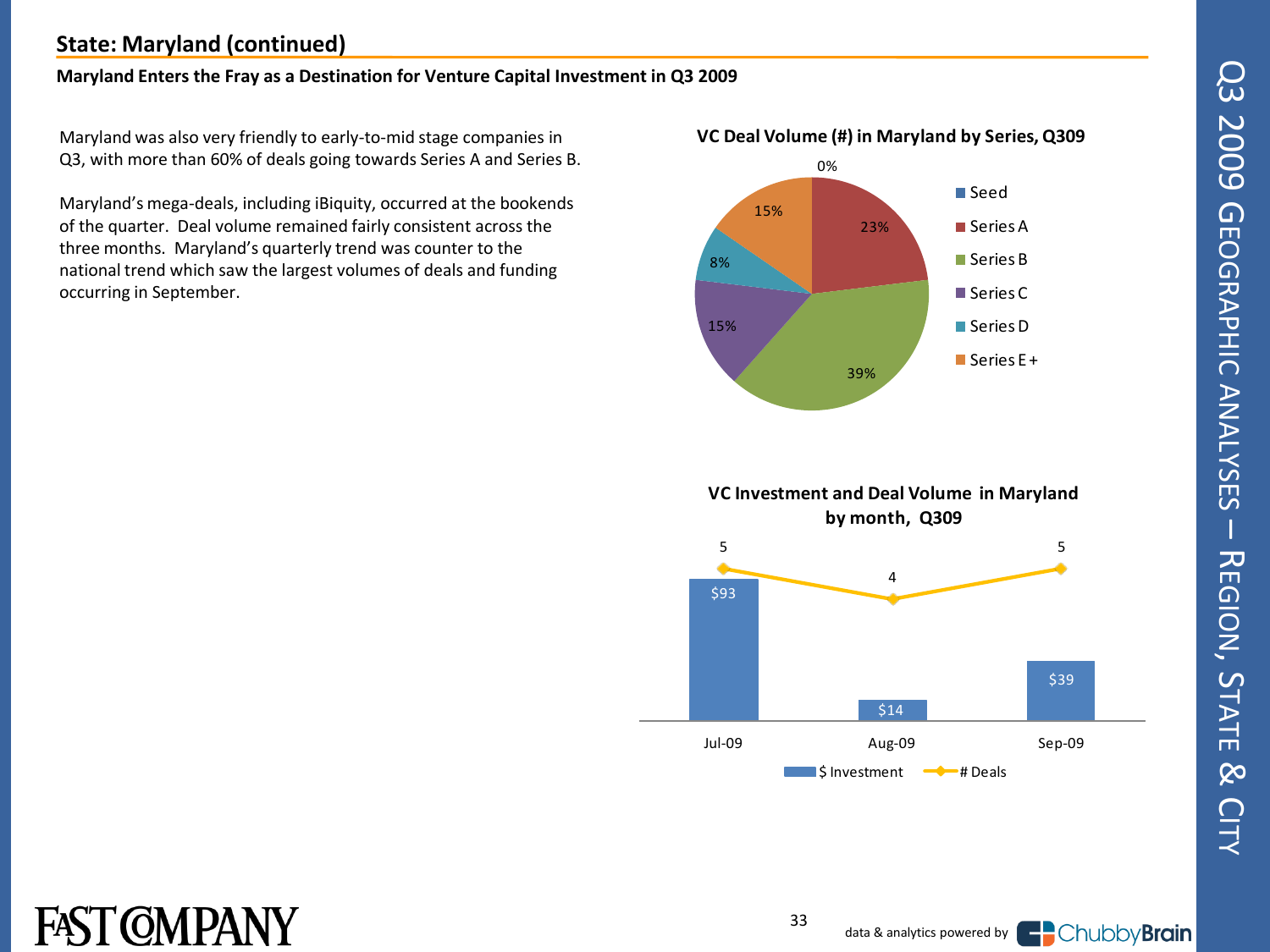## State: Maryland (continued)

**Maryland Enters the Fray as a Destination for Venture Capital Investment in Q3 2009**

Maryland was also very friendly to early-to-mid stage companies in Q3, with more than 60% of deals going towards Series A and Series B.

Maryland's mega-deals, including iBiquity, occurred at the bookends of the quarter. Deal volume remained fairly consistent across the three months. Maryland's quarterly trend was counter to the national trend which saw the largest volumes of deals and funding occurring in September.

**VC Deal Volume (#) in Maryland by Series, Q309**

| Series | Share |
|---|---|
| Seed | 0% |
| Series A | 23% |
| Series B | 39% |
| Series C | 15% |
| Series D | 8% |
| Series E + | 15% |

**VC Investment and Deal Volume in Maryland by month, Q309**

| Month | $ Investment | # Deals |
|---|---|---|
| Jul-09 | $93 | 5 |
| Aug-09 | $14 | 4 |
| Sep-09 | $39 | 5 |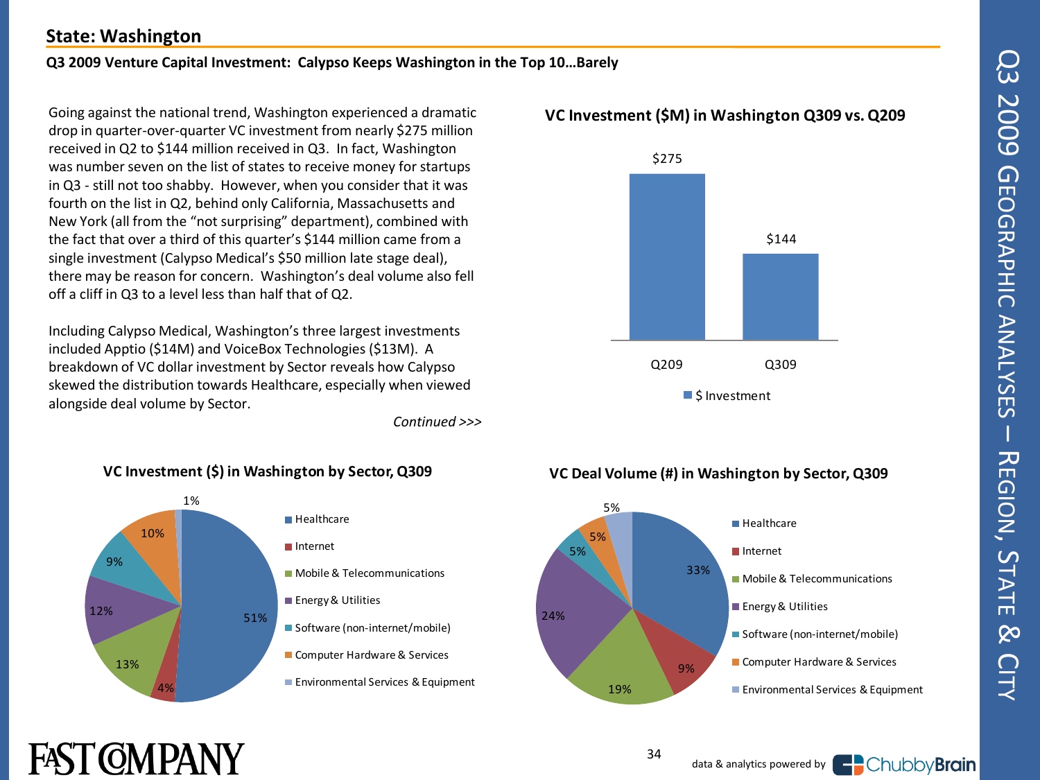## State: Washington

### Q3 2009 Venture Capital Investment: Calypso Keeps Washington in the Top 10…Barely

Going against the national trend, Washington experienced a dramatic drop in quarter-over-quarter VC investment from nearly $275 million received in Q2 to $144 million received in Q3. In fact, Washington was number seven on the list of states to receive money for startups in Q3 - still not too shabby. However, when you consider that it was fourth on the list in Q2, behind only California, Massachusetts and New York (all from the "not surprising" department), combined with the fact that over a third of this quarter's $144 million came from a single investment (Calypso Medical's $50 million late stage deal), there may be reason for concern. Washington's deal volume also fell off a cliff in Q3 to a level less than half that of Q2.

Including Calypso Medical, Washington's three largest investments included Apptio ($14M) and VoiceBox Technologies ($13M). A breakdown of VC dollar investment by Sector reveals how Calypso skewed the distribution towards Healthcare, especially when viewed alongside deal volume by Sector.

*Continued >>>*

**VC Investment ($M) in Washington Q309 vs. Q209**

| | $ Investment |
|---|---|
| Q209 | $275 |
| Q309 | $144 |

**VC Investment ($) in Washington by Sector, Q309**

| Sector | Share |
|---|---|
| Healthcare | 51% |
| Internet | 4% |
| Mobile & Telecommunications | 13% |
| Energy & Utilities | 12% |
| Software (non-internet/mobile) | 9% |
| Computer Hardware & Services | 10% |
| Environmental Services & Equipment | 1% |

**VC Deal Volume (#) in Washington by Sector, Q309**

| Sector | Share |
|---|---|
| Healthcare | 33% |
| Internet | 9% |
| Mobile & Telecommunications | 19% |
| Energy & Utilities | 24% |
| Software (non-internet/mobile) | 5% |
| Computer Hardware & Services | 5% |
| Environmental Services & Equipment | 5% |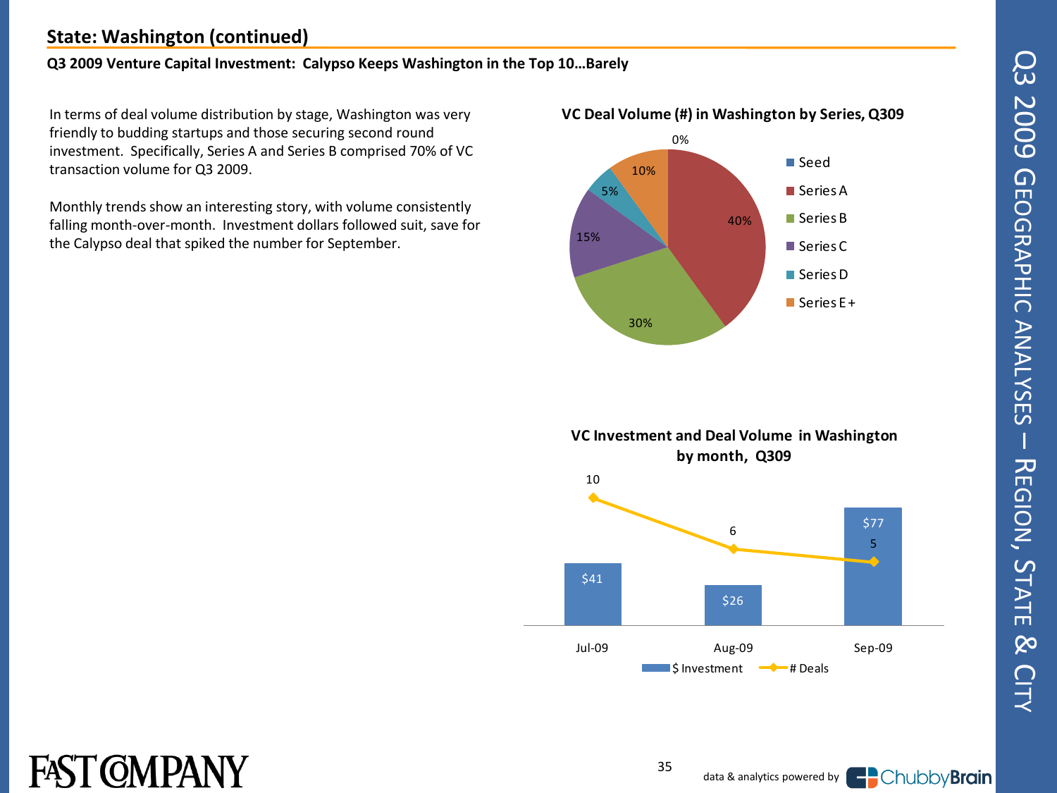## State: Washington (continued)

**Q3 2009 Venture Capital Investment: Calypso Keeps Washington in the Top 10…Barely**

In terms of deal volume distribution by stage, Washington was very friendly to budding startups and those securing second round investment. Specifically, Series A and Series B comprised 70% of VC transaction volume for Q3 2009.

Monthly trends show an interesting story, with volume consistently falling month-over-month. Investment dollars followed suit, save for the Calypso deal that spiked the number for September.

**VC Deal Volume (#) in Washington by Series, Q309**

| Series | Share |
|---|---|
| Seed | 0% |
| Series A | 40% |
| Series B | 30% |
| Series C | 15% |
| Series D | 5% |
| Series E+ | 10% |

**VC Investment and Deal Volume in Washington by month, Q309**

| Month | $ Investment | # Deals |
|---|---|---|
| Jul-09 | $41 | 10 |
| Aug-09 | $26 | 6 |
| Sep-09 | $77 | 5 |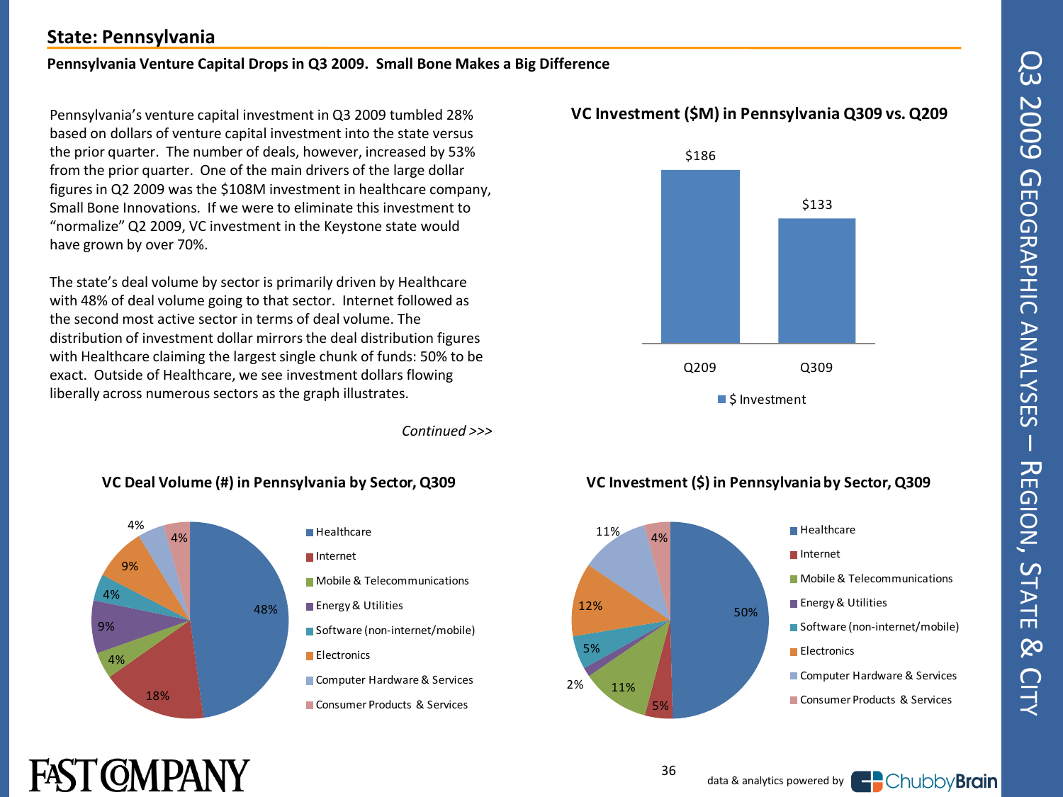## State: Pennsylvania

**Pennsylvania Venture Capital Drops in Q3 2009. Small Bone Makes a Big Difference**

Pennsylvania's venture capital investment in Q3 2009 tumbled 28% based on dollars of venture capital investment into the state versus the prior quarter. The number of deals, however, increased by 53% from the prior quarter. One of the main drivers of the large dollar figures in Q2 2009 was the $108M investment in healthcare company, Small Bone Innovations. If we were to eliminate this investment to "normalize" Q2 2009, VC investment in the Keystone state would have grown by over 70%.

The state's deal volume by sector is primarily driven by Healthcare with 48% of deal volume going to that sector. Internet followed as the second most active sector in terms of deal volume. The distribution of investment dollar mirrors the deal distribution figures with Healthcare claiming the largest single chunk of funds: 50% to be exact. Outside of Healthcare, we see investment dollars flowing liberally across numerous sectors as the graph illustrates.

*Continued >>>*

**VC Investment ($M) in Pennsylvania Q309 vs. Q209**

| | $ Investment |
|---|---|
| Q209 | $186 |
| Q309 | $133 |

**VC Deal Volume (#) in Pennsylvania by Sector, Q309**

| Sector | % |
|---|---|
| Healthcare | 48% |
| Internet | 18% |
| Mobile & Telecommunications | 4% |
| Energy & Utilities | 9% |
| Software (non-internet/mobile) | 4% |
| Electronics | 9% |
| Computer Hardware & Services | 4% |
| Consumer Products & Services | 4% |

**VC Investment ($) in Pennsylvania by Sector, Q309**

| Sector | % |
|---|---|
| Healthcare | 50% |
| Internet | 5% |
| Mobile & Telecommunications | 11% |
| Energy & Utilities | 2% |
| Software (non-internet/mobile) | 5% |
| Electronics | 12% |
| Computer Hardware & Services | 11% |
| Consumer Products & Services | 4% |

data & analytics powered by ChubbyBrain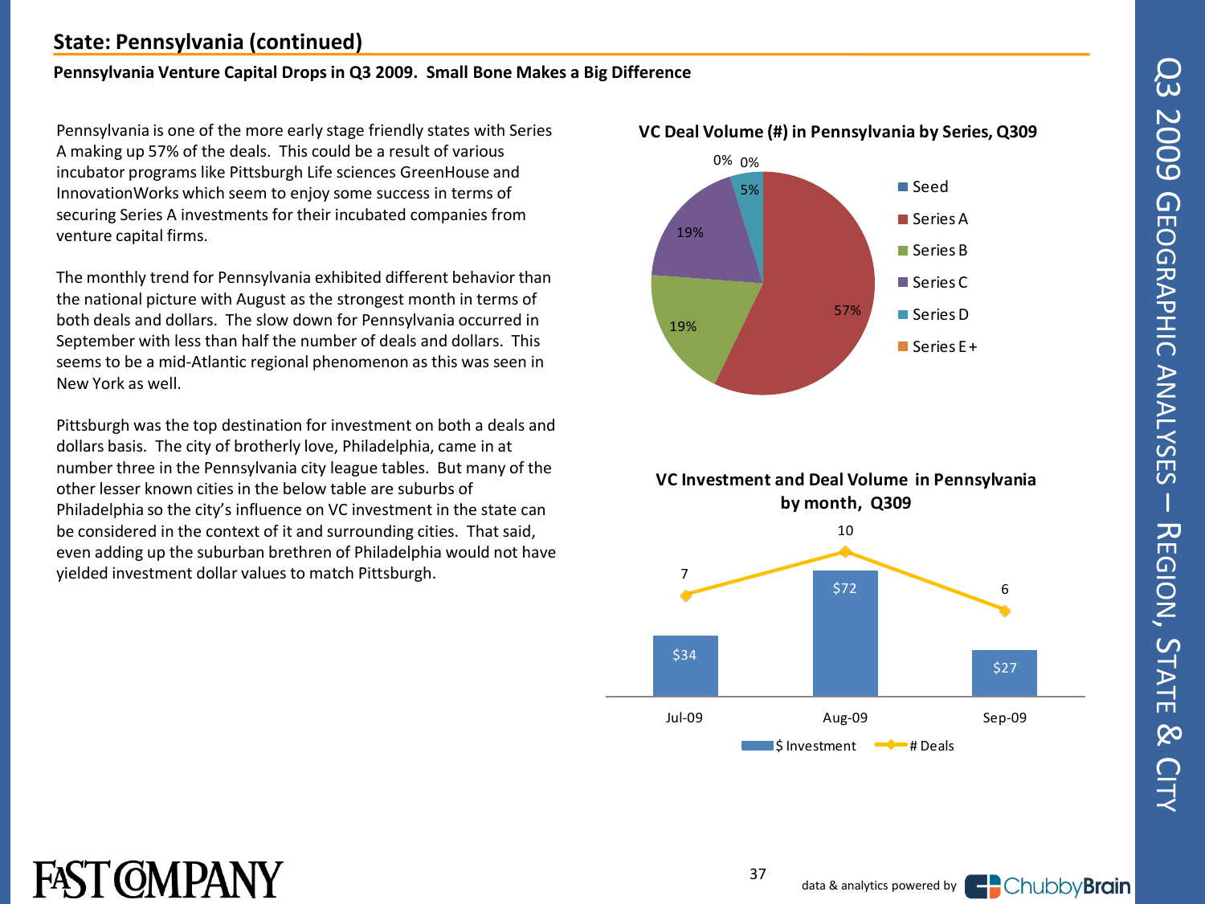## State: Pennsylvania (continued)

**Pennsylvania Venture Capital Drops in Q3 2009. Small Bone Makes a Big Difference**

Pennsylvania is one of the more early stage friendly states with Series A making up 57% of the deals. This could be a result of various incubator programs like Pittsburgh Life sciences GreenHouse and InnovationWorks which seem to enjoy some success in terms of securing Series A investments for their incubated companies from venture capital firms.

The monthly trend for Pennsylvania exhibited different behavior than the national picture with August as the strongest month in terms of both deals and dollars. The slow down for Pennsylvania occurred in September with less than half the number of deals and dollars. This seems to be a mid-Atlantic regional phenomenon as this was seen in New York as well.

Pittsburgh was the top destination for investment on both a deals and dollars basis. The city of brotherly love, Philadelphia, came in at number three in the Pennsylvania city league tables. But many of the other lesser known cities in the below table are suburbs of Philadelphia so the city's influence on VC investment in the state can be considered in the context of it and surrounding cities. That said, even adding up the suburban brethren of Philadelphia would not have yielded investment dollar values to match Pittsburgh.

**VC Deal Volume (#) in Pennsylvania by Series, Q309**

| Series | Share |
| --- | --- |
| Seed | 0% |
| Series A | 57% |
| Series B | 19% |
| Series C | 19% |
| Series D | 5% |
| Series E + | 0% |

**VC Investment and Deal Volume in Pennsylvania by month, Q309**

| Month | $ Investment | # Deals |
| --- | --- | --- |
| Jul-09 | $34 | 7 |
| Aug-09 | $72 | 10 |
| Sep-09 | $27 | 6 |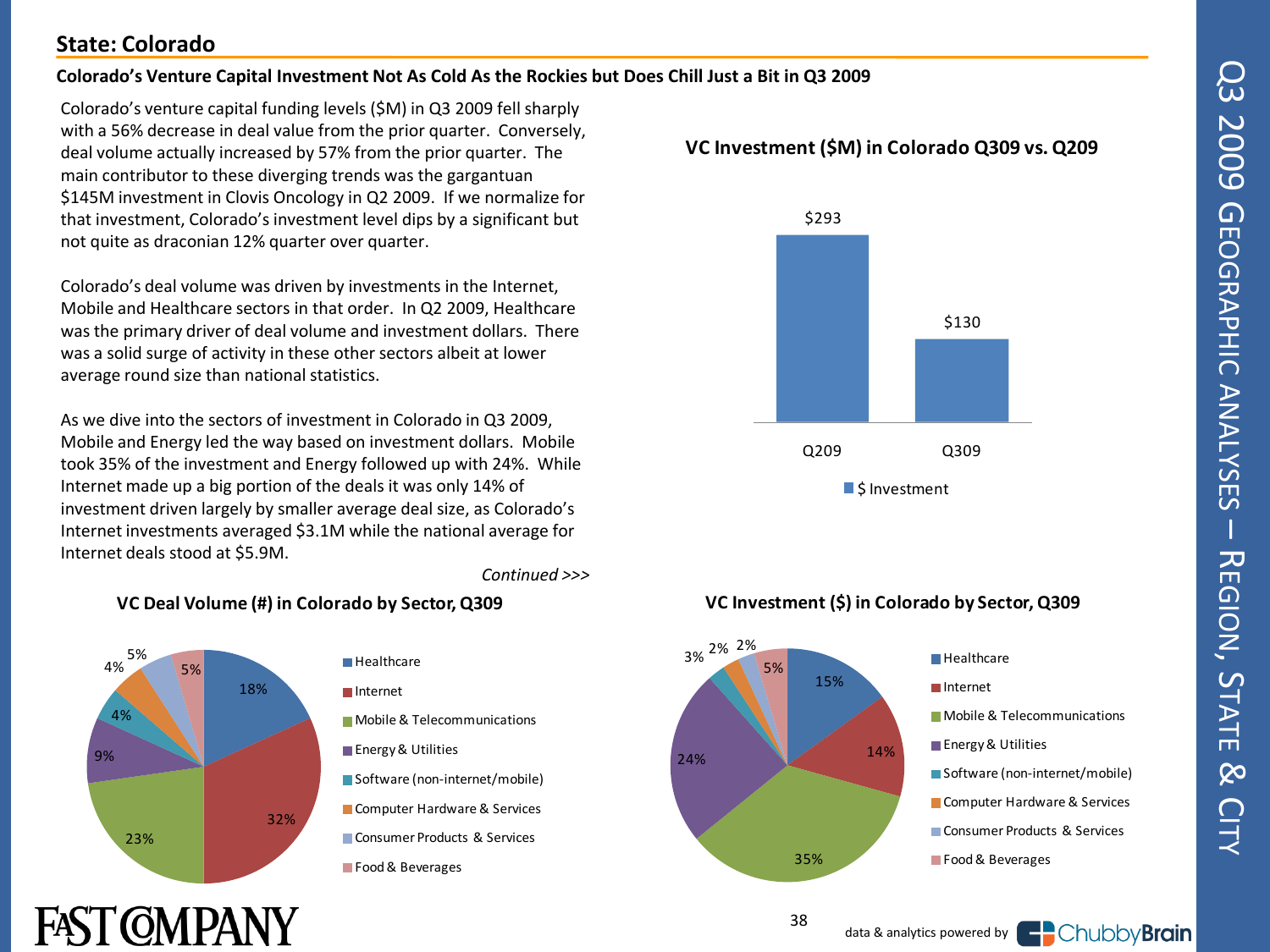## State: Colorado

**Colorado's Venture Capital Investment Not As Cold As the Rockies but Does Chill Just a Bit in Q3 2009**

Colorado's venture capital funding levels ($M) in Q3 2009 fell sharply with a 56% decrease in deal value from the prior quarter. Conversely, deal volume actually increased by 57% from the prior quarter. The main contributor to these diverging trends was the gargantuan $145M investment in Clovis Oncology in Q2 2009. If we normalize for that investment, Colorado's investment level dips by a significant but not quite as draconian 12% quarter over quarter.

Colorado's deal volume was driven by investments in the Internet, Mobile and Healthcare sectors in that order. In Q2 2009, Healthcare was the primary driver of deal volume and investment dollars. There was a solid surge of activity in these other sectors albeit at lower average round size than national statistics.

As we dive into the sectors of investment in Colorado in Q3 2009, Mobile and Energy led the way based on investment dollars. Mobile took 35% of the investment and Energy followed up with 24%. While Internet made up a big portion of the deals it was only 14% of investment driven largely by smaller average deal size, as Colorado's Internet investments averaged $3.1M while the national average for Internet deals stood at $5.9M.

*Continued >>>*

**VC Investment ($M) in Colorado Q309 vs. Q209**

| | $ Investment |
|---|---|
| Q209 | $293 |
| Q309 | $130 |

**VC Deal Volume (#) in Colorado by Sector, Q309**

| Sector | Share |
|---|---|
| Healthcare | 18% |
| Internet | 32% |
| Mobile & Telecommunications | 23% |
| Energy & Utilities | 9% |
| Software (non-internet/mobile) | 4% |
| Computer Hardware & Services | 4% |
| Consumer Products & Services | 5% |
| Food & Beverages | 5% |

**VC Investment ($) in Colorado by Sector, Q309**

| Sector | Share |
|---|---|
| Healthcare | 15% |
| Internet | 14% |
| Mobile & Telecommunications | 35% |
| Energy & Utilities | 24% |
| Software (non-internet/mobile) | 3% |
| Computer Hardware & Services | 2% |
| Consumer Products & Services | 2% |
| Food & Beverages | 5% |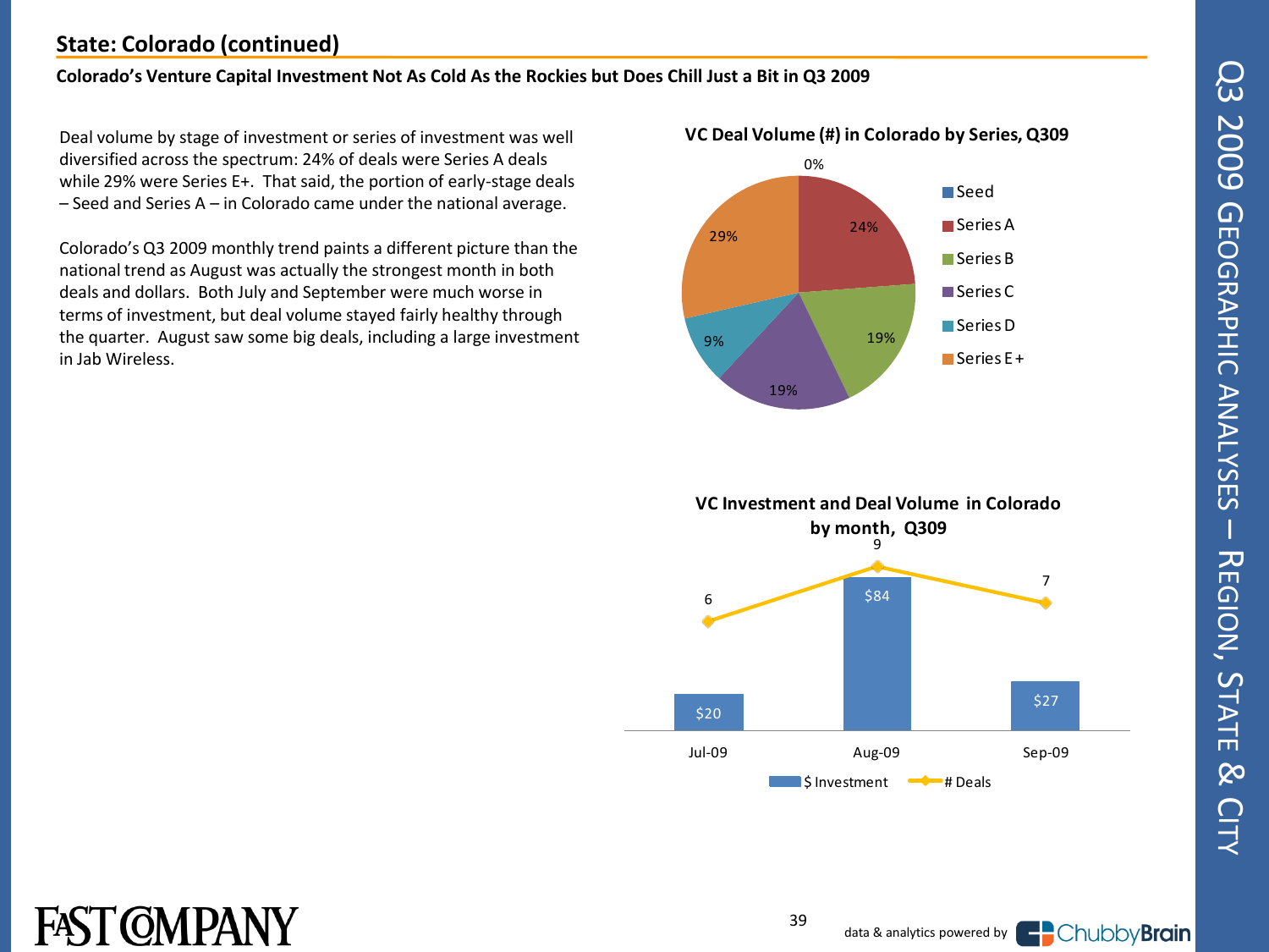## State: Colorado (continued)

**Colorado's Venture Capital Investment Not As Cold As the Rockies but Does Chill Just a Bit in Q3 2009**

Deal volume by stage of investment or series of investment was well diversified across the spectrum: 24% of deals were Series A deals while 29% were Series E+. That said, the portion of early-stage deals – Seed and Series A – in Colorado came under the national average.

Colorado's Q3 2009 monthly trend paints a different picture than the national trend as August was actually the strongest month in both deals and dollars. Both July and September were much worse in terms of investment, but deal volume stayed fairly healthy through the quarter. August saw some big deals, including a large investment in Jab Wireless.

**VC Deal Volume (#) in Colorado by Series, Q309**

| Series | Share |
|---|---|
| Seed | 0% |
| Series A | 24% |
| Series B | 19% |
| Series C | 19% |
| Series D | 9% |
| Series E+ | 29% |

**VC Investment and Deal Volume in Colorado by month, Q309**

| Month | $ Investment | # Deals |
|---|---|---|
| Jul-09 | $20 | 6 |
| Aug-09 | $84 | 9 |
| Sep-09 | $27 | 7 |

data & analytics powered by ChubbyBrain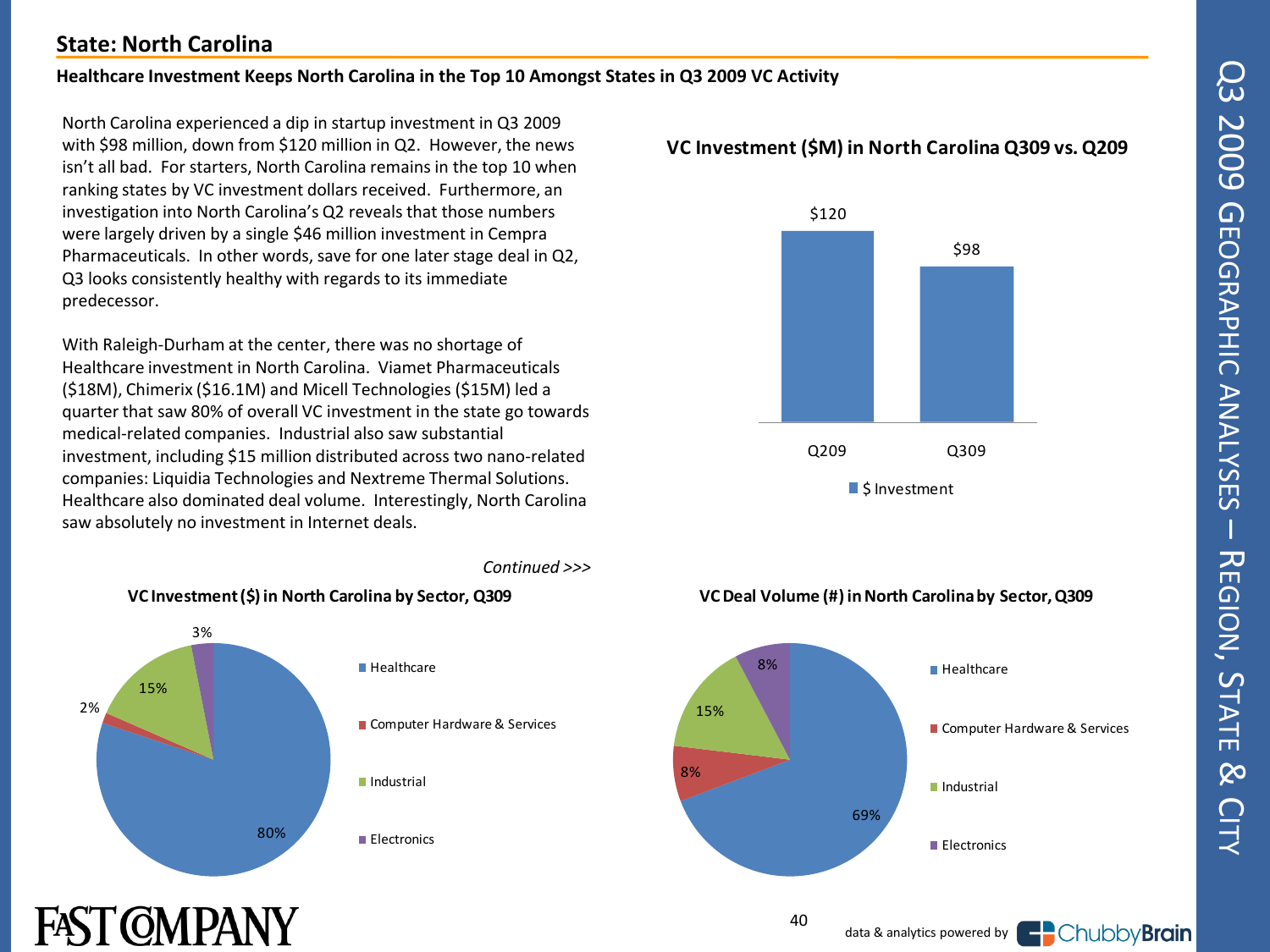## State: North Carolina

**Healthcare Investment Keeps North Carolina in the Top 10 Amongst States in Q3 2009 VC Activity**

North Carolina experienced a dip in startup investment in Q3 2009 with $98 million, down from $120 million in Q2. However, the news isn't all bad. For starters, North Carolina remains in the top 10 when ranking states by VC investment dollars received. Furthermore, an investigation into North Carolina's Q2 reveals that those numbers were largely driven by a single $46 million investment in Cempra Pharmaceuticals. In other words, save for one later stage deal in Q2, Q3 looks consistently healthy with regards to its immediate predecessor.

With Raleigh-Durham at the center, there was no shortage of Healthcare investment in North Carolina. Viamet Pharmaceuticals ($18M), Chimerix ($16.1M) and Micell Technologies ($15M) led a quarter that saw 80% of overall VC investment in the state go towards medical-related companies. Industrial also saw substantial investment, including $15 million distributed across two nano-related companies: Liquidia Technologies and Nextreme Thermal Solutions. Healthcare also dominated deal volume. Interestingly, North Carolina saw absolutely no investment in Internet deals.

*Continued >>>*

**VC Investment ($M) in North Carolina Q309 vs. Q209**

| | $ Investment |
|---|---|
| Q209 | $120 |
| Q309 | $98 |

**VC Investment ($) in North Carolina by Sector, Q309**

| Sector | Share |
|---|---|
| Healthcare | 80% |
| Computer Hardware & Services | 2% |
| Industrial | 15% |
| Electronics | 3% |

**VC Deal Volume (#) in North Carolina by Sector, Q309**

| Sector | Share |
|---|---|
| Healthcare | 69% |
| Computer Hardware & Services | 8% |
| Industrial | 15% |
| Electronics | 8% |

data & analytics powered by ChubbyBrain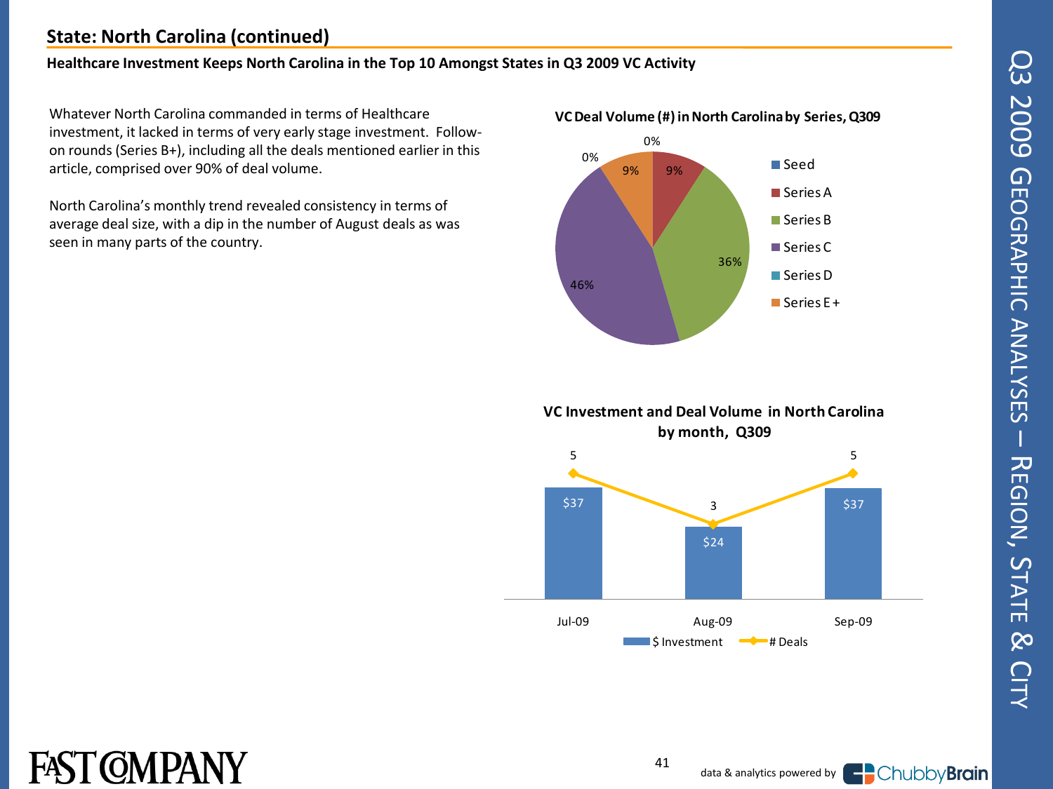## State: North Carolina (continued)

**Healthcare Investment Keeps North Carolina in the Top 10 Amongst States in Q3 2009 VC Activity**

Whatever North Carolina commanded in terms of Healthcare investment, it lacked in terms of very early stage investment. Follow-on rounds (Series B+), including all the deals mentioned earlier in this article, comprised over 90% of deal volume.

North Carolina's monthly trend revealed consistency in terms of average deal size, with a dip in the number of August deals as was seen in many parts of the country.

**VC Deal Volume (#) in North Carolina by Series, Q309**

| Series | % |
|---|---|
| Seed | 0% |
| Series A | 9% |
| Series B | 36% |
| Series C | 46% |
| Series D | 0% |
| Series E + | 9% |

**VC Investment and Deal Volume in North Carolina by month, Q309**

| Month | $ Investment | # Deals |
|---|---|---|
| Jul-09 | $37 | 5 |
| Aug-09 | $24 | 3 |
| Sep-09 | $37 | 5 |

data & analytics powered by ChubbyBrain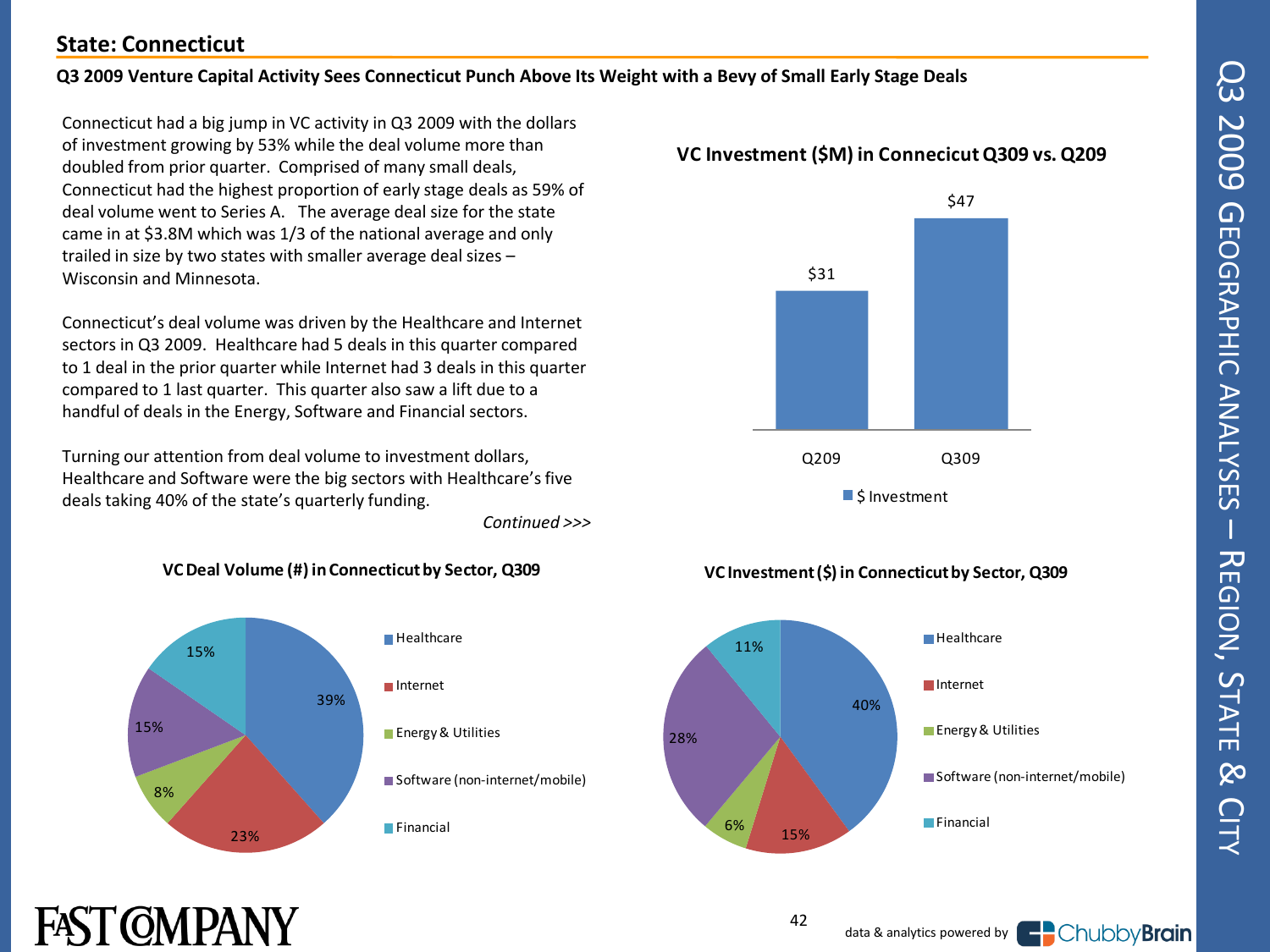## State: Connecticut

**Q3 2009 Venture Capital Activity Sees Connecticut Punch Above Its Weight with a Bevy of Small Early Stage Deals**

Connecticut had a big jump in VC activity in Q3 2009 with the dollars of investment growing by 53% while the deal volume more than doubled from prior quarter. Comprised of many small deals, Connecticut had the highest proportion of early stage deals as 59% of deal volume went to Series A. The average deal size for the state came in at $3.8M which was 1/3 of the national average and only trailed in size by two states with smaller average deal sizes – Wisconsin and Minnesota.

Connecticut's deal volume was driven by the Healthcare and Internet sectors in Q3 2009. Healthcare had 5 deals in this quarter compared to 1 deal in the prior quarter while Internet had 3 deals in this quarter compared to 1 last quarter. This quarter also saw a lift due to a handful of deals in the Energy, Software and Financial sectors.

Turning our attention from deal volume to investment dollars, Healthcare and Software were the big sectors with Healthcare's five deals taking 40% of the state's quarterly funding.

*Continued >>>*

**VC Investment ($M) in Connecicut Q309 vs. Q209**

| | Q209 | Q309 |
|---|---|---|
| $ Investment | $31 | $47 |

**VC Deal Volume (#) in Connecticut by Sector, Q309**

| Sector | Share |
|---|---|
| Healthcare | 39% |
| Internet | 23% |
| Energy & Utilities | 8% |
| Software (non-internet/mobile) | 15% |
| Financial | 15% |

**VC Investment ($) in Connecticut by Sector, Q309**

| Sector | Share |
|---|---|
| Healthcare | 40% |
| Internet | 15% |
| Energy & Utilities | 6% |
| Software (non-internet/mobile) | 28% |
| Financial | 11% |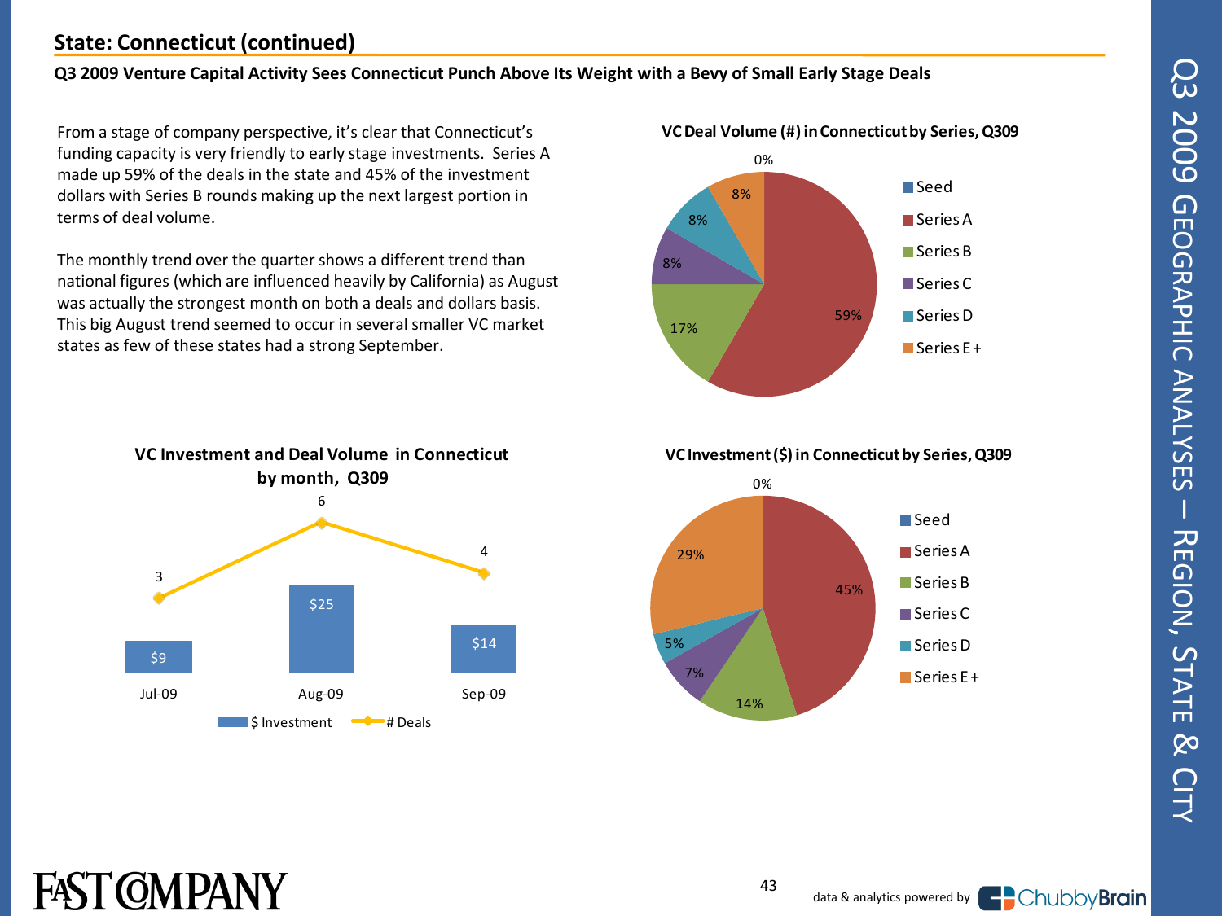## State: Connecticut (continued)

**Q3 2009 Venture Capital Activity Sees Connecticut Punch Above Its Weight with a Bevy of Small Early Stage Deals**

From a stage of company perspective, it's clear that Connecticut's funding capacity is very friendly to early stage investments. Series A made up 59% of the deals in the state and 45% of the investment dollars with Series B rounds making up the next largest portion in terms of deal volume.

The monthly trend over the quarter shows a different trend than national figures (which are influenced heavily by California) as August was actually the strongest month on both a deals and dollars basis. This big August trend seemed to occur in several smaller VC market states as few of these states had a strong September.

**VC Deal Volume (#) in Connecticut by Series, Q309**

| Series | Share |
|---|---|
| Seed | 0% |
| Series A | 59% |
| Series B | 17% |
| Series C | 8% |
| Series D | 8% |
| Series E + | 8% |

**VC Investment and Deal Volume in Connecticut by month, Q309**

| Month | $ Investment | # Deals |
|---|---|---|
| Jul-09 | $9 | 3 |
| Aug-09 | $25 | 6 |
| Sep-09 | $14 | 4 |

**VC Investment ($) in Connecticut by Series, Q309**

| Series | Share |
|---|---|
| Seed | 0% |
| Series A | 45% |
| Series B | 14% |
| Series C | 7% |
| Series D | 5% |
| Series E + | 29% |

data & analytics powered by ChubbyBrain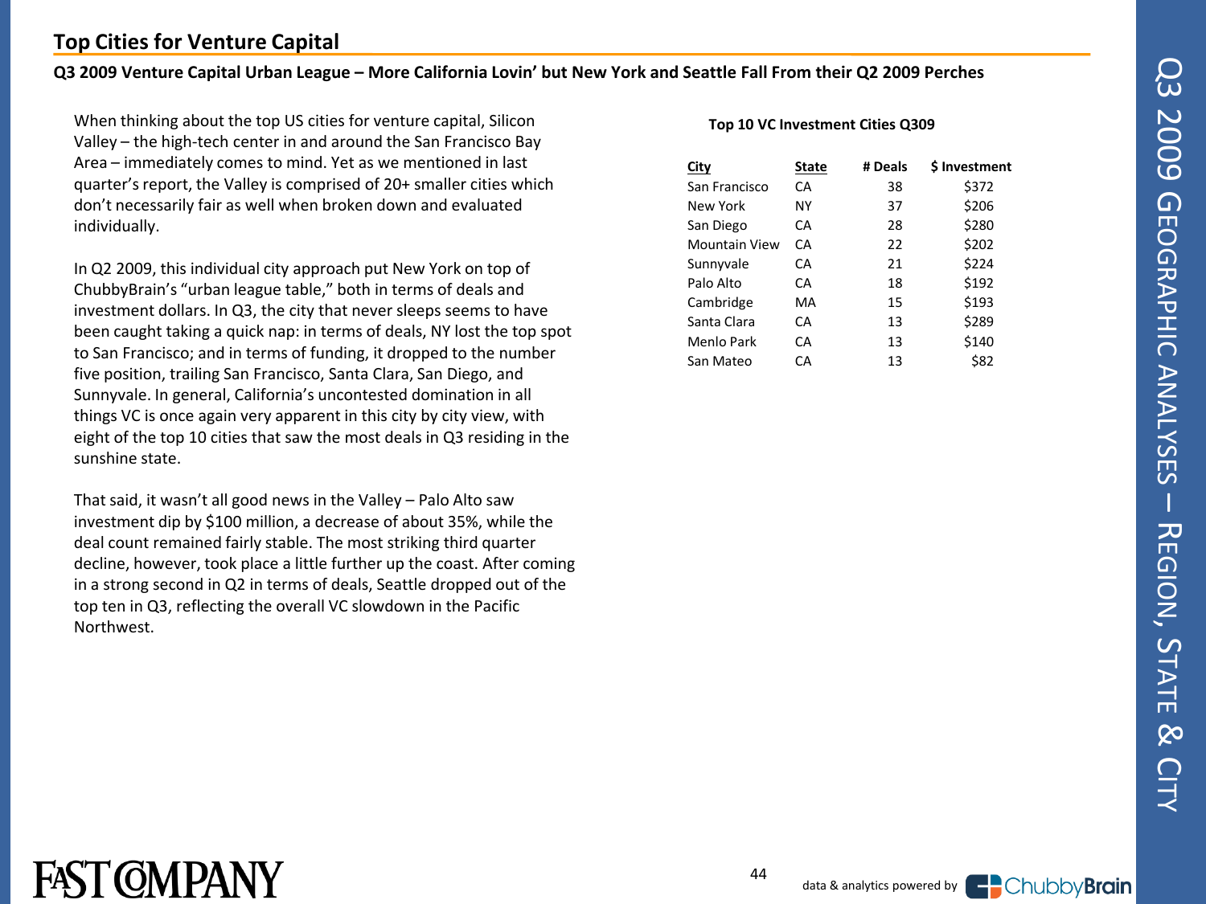## Top Cities for Venture Capital

### Q3 2009 Venture Capital Urban League – More California Lovin' but New York and Seattle Fall From their Q2 2009 Perches

When thinking about the top US cities for venture capital, Silicon Valley – the high-tech center in and around the San Francisco Bay Area – immediately comes to mind. Yet as we mentioned in last quarter's report, the Valley is comprised of 20+ smaller cities which don't necessarily fair as well when broken down and evaluated individually.

In Q2 2009, this individual city approach put New York on top of ChubbyBrain's "urban league table," both in terms of deals and investment dollars. In Q3, the city that never sleeps seems to have been caught taking a quick nap: in terms of deals, NY lost the top spot to San Francisco; and in terms of funding, it dropped to the number five position, trailing San Francisco, Santa Clara, San Diego, and Sunnyvale. In general, California's uncontested domination in all things VC is once again very apparent in this city by city view, with eight of the top 10 cities that saw the most deals in Q3 residing in the sunshine state.

That said, it wasn't all good news in the Valley – Palo Alto saw investment dip by $100 million, a decrease of about 35%, while the deal count remained fairly stable. The most striking third quarter decline, however, took place a little further up the coast. After coming in a strong second in Q2 in terms of deals, Seattle dropped out of the top ten in Q3, reflecting the overall VC slowdown in the Pacific Northwest.

**Top 10 VC Investment Cities Q309**

| City | State | # Deals | $ Investment |
|---|---|---|---|
| San Francisco | CA | 38 | $372 |
| New York | NY | 37 | $206 |
| San Diego | CA | 28 | $280 |
| Mountain View | CA | 22 | $202 |
| Sunnyvale | CA | 21 | $224 |
| Palo Alto | CA | 18 | $192 |
| Cambridge | MA | 15 | $193 |
| Santa Clara | CA | 13 | $289 |
| Menlo Park | CA | 13 | $140 |
| San Mateo | CA | 13 | $82 |